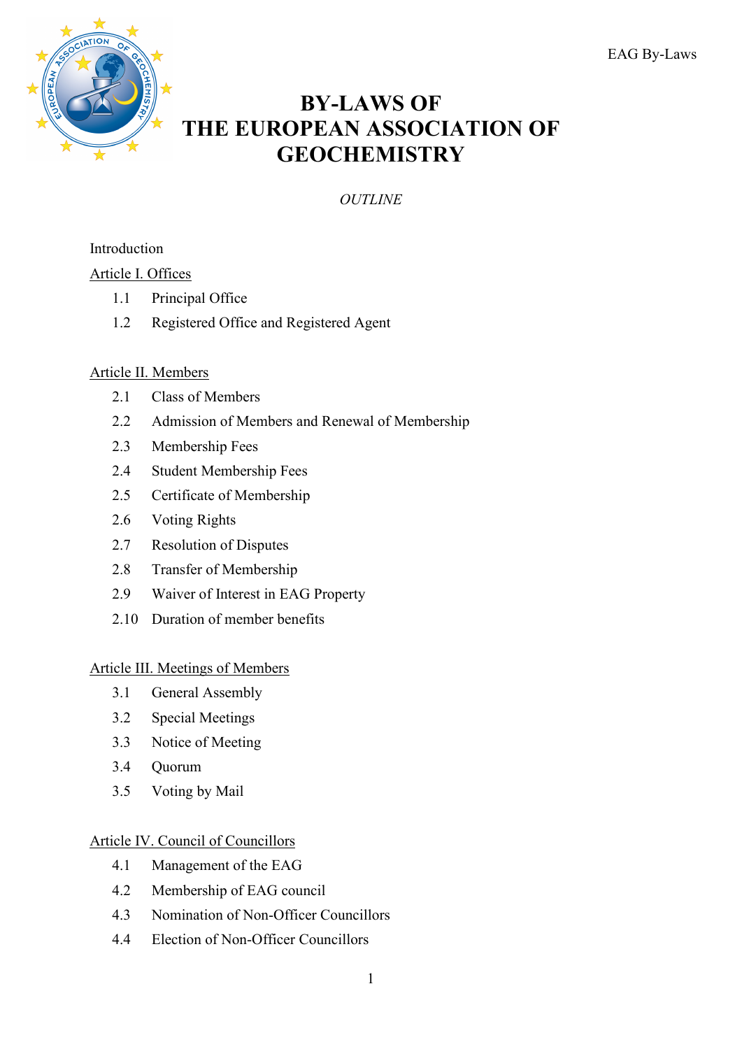# BY-LAWS OF THE EUROPEAN ASSOCIATION OF GEOCHEMISTRY

*OUTLINE*

Introduction

Article I. Offices

- 1.1 Principal Office
- 1.2 Registered Office and Registered Agent

Article II. Members

- 2.1 Class of Members
- 2.2 Admission of Members and Renewal of Membership
- 2.3 Membership Fees
- 2.4 Student Membership Fees
- 2.5 Certificate of Membership
- 2.6 Voting Rights
- 2.7 Resolution of Disputes
- 2.8 Transfer of Membership
- 2.9 Waiver of Interest in EAG Property
- 2.10 Duration of member benefits

Article III. Meetings of Members

- 3.1 General Assembly
- 3.2 Special Meetings
- 3.3 Notice of Meeting
- 3.4 Quorum
- 3.5 Voting by Mail

Article IV. Council of Councillors

- 4.1 Management of the EAG
- 4.2 Membership of EAG council
- 4.3 Nomination of Non-Officer Councillors
- 4.4 Election of Non-Officer Councillors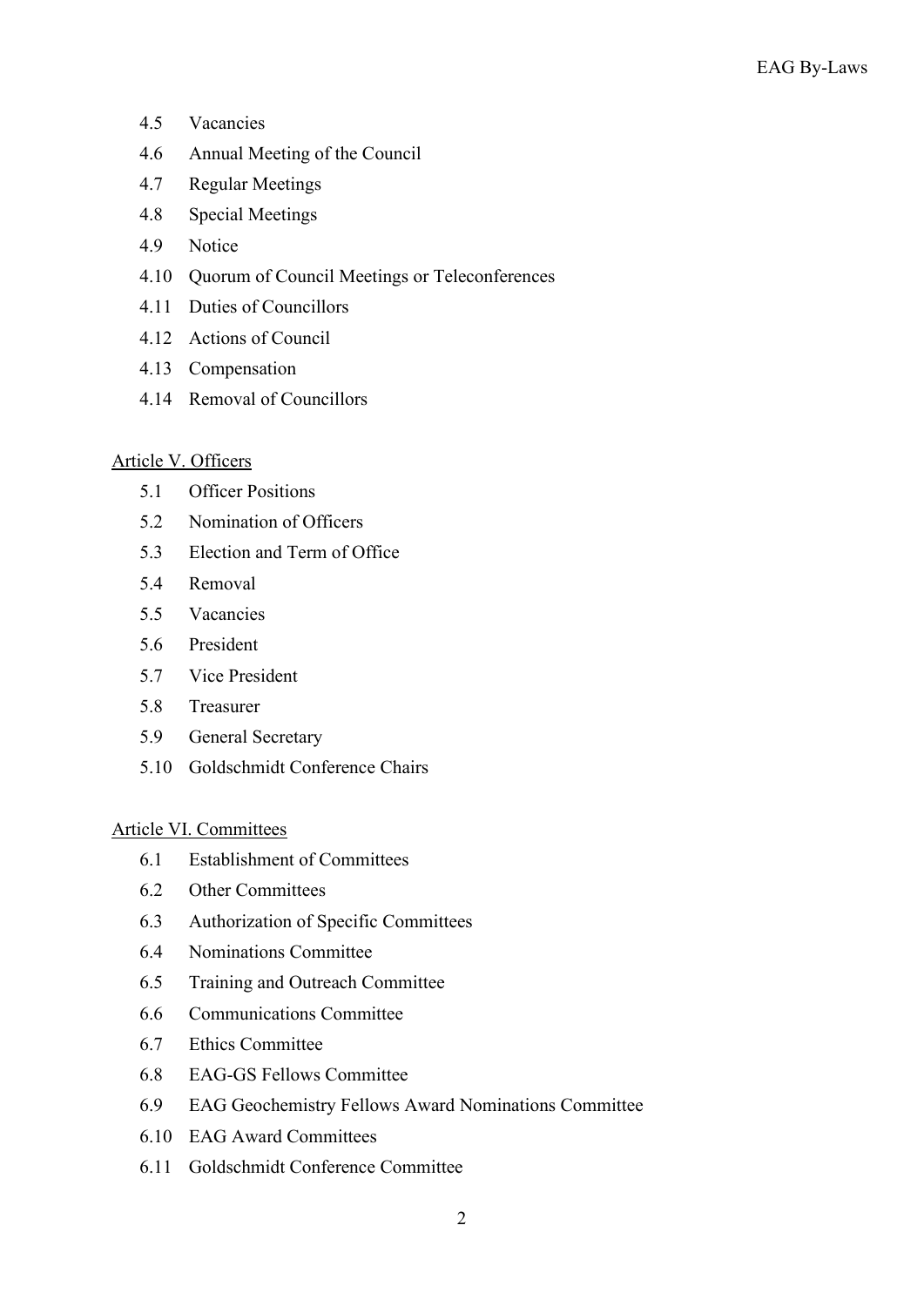- 4.5 Vacancies
- 4.6 Annual Meeting of the Council
- 4.7 Regular Meetings
- 4.8 Special Meetings
- 4.9 Notice
- 4.10 Quorum of Council Meetings or Teleconferences
- 4.11 Duties of Councillors
- 4.12 Actions of Council
- 4.13 Compensation
- 4.14 Removal of Councillors

Article V. Officers

- 5.1 Officer Positions
- 5.2 Nomination of Officers
- 5.3 Election and Term of Office
- 5.4 Removal
- 5.5 Vacancies
- 5.6 President
- 5.7 Vice President
- 5.8 Treasurer
- 5.9 General Secretary
- 5.10 Goldschmidt Conference Chairs

Article VI. Committees

- 6.1 Establishment of Committees
- 6.2 Other Committees
- 6.3 Authorization of Specific Committees
- 6.4 Nominations Committee
- 6.5 Training and Outreach Committee
- 6.6 Communications Committee
- 6.7 Ethics Committee
- 6.8 EAG-GS Fellows Committee
- 6.9 EAG Geochemistry Fellows Award Nominations Committee
- 6.10 EAG Award Committees
- 6.11 Goldschmidt Conference Committee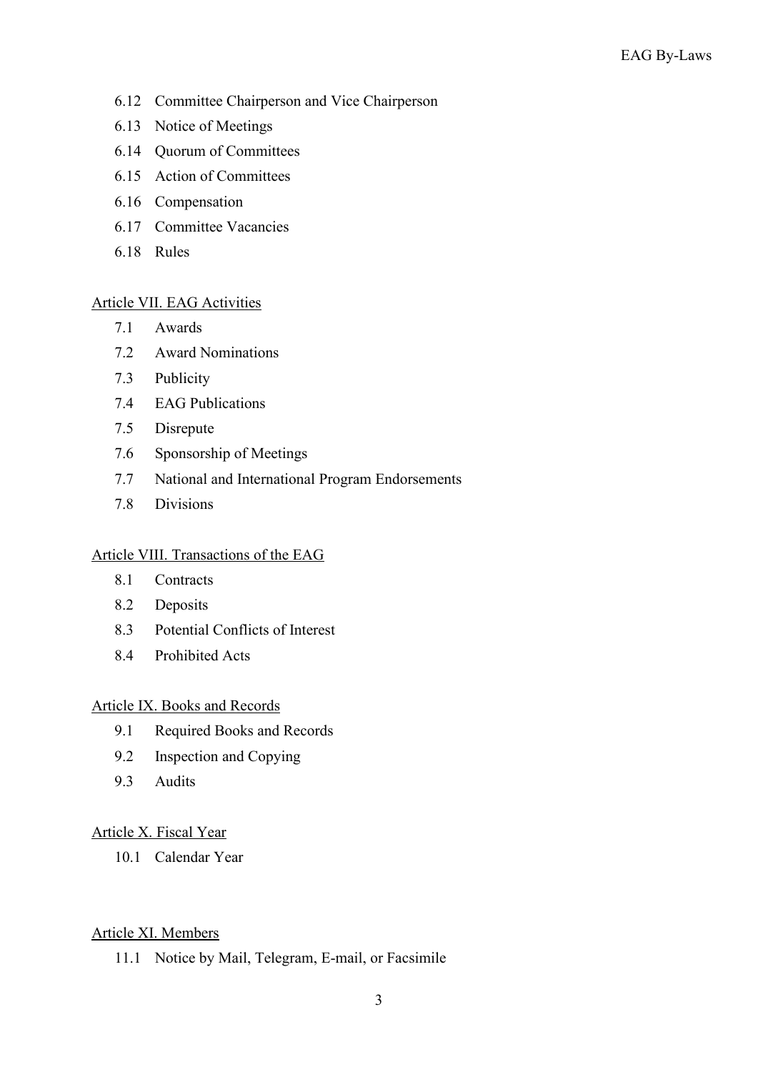- 6.12 Committee Chairperson and Vice Chairperson
- 6.13 Notice of Meetings
- 6.14 Quorum of Committees
- 6.15 Action of Committees
- 6.16 Compensation
- 6.17 Committee Vacancies
- 6.18 Rules

Article VII. EAG Activities

- 7.1 Awards
- 7.2 Award Nominations
- 7.3 Publicity
- 7.4 EAG Publications
- 7.5 Disrepute
- 7.6 Sponsorship of Meetings
- 7.7 National and International Program Endorsements
- 7.8 Divisions

Article VIII. Transactions of the EAG

- 8.1 Contracts
- 8.2 Deposits
- 8.3 Potential Conflicts of Interest
- 8.4 Prohibited Acts

Article IX. Books and Records

- 9.1 Required Books and Records
- 9.2 Inspection and Copying
- 9.3 Audits

Article X. Fiscal Year

- 10.1 Calendar Year

Article XI. Members

- 11.1 Notice by Mail, Telegram, E-mail, or Facsimile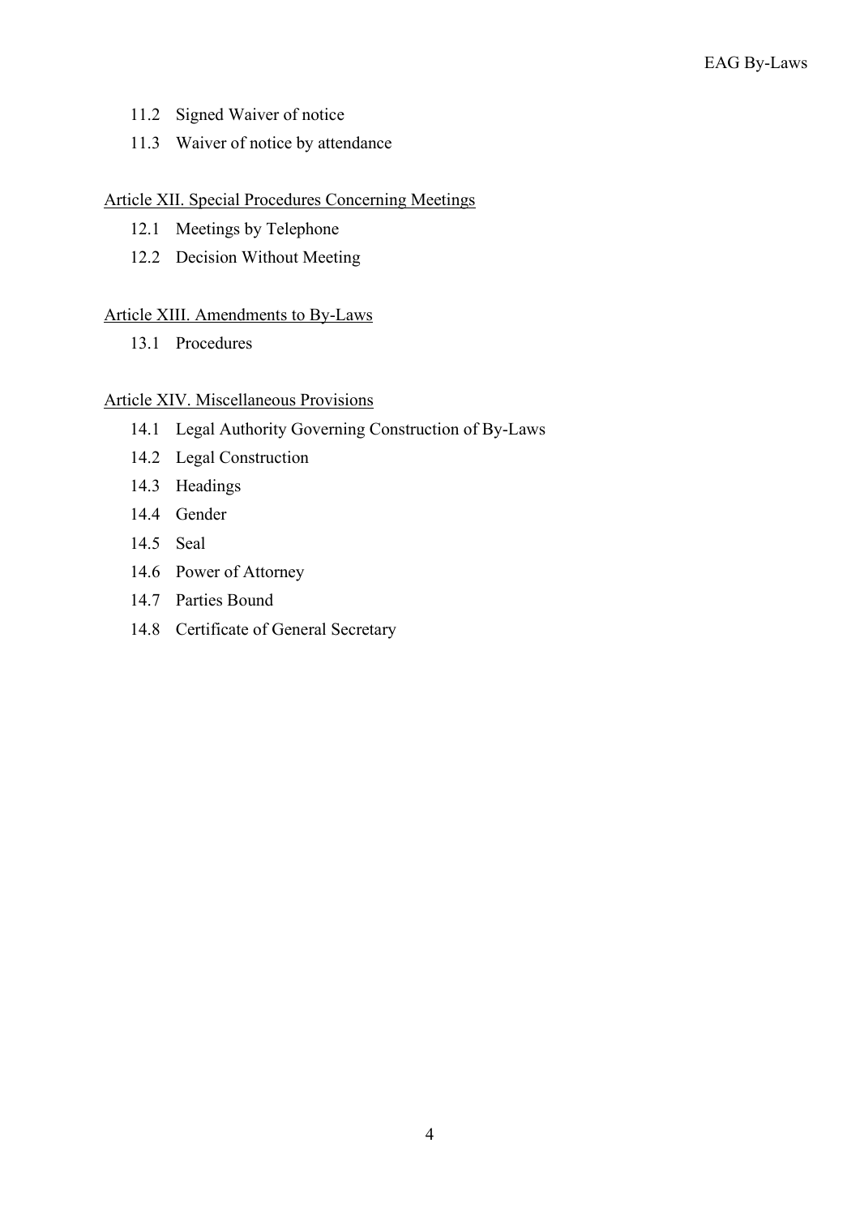11.2 Signed Waiver of notice

11.3 Waiver of notice by attendance

Article XII. Special Procedures Concerning Meetings

12.1 Meetings by Telephone

12.2 Decision Without Meeting

Article XIII. Amendments to By-Laws

13.1 Procedures

Article XIV. Miscellaneous Provisions

14.1 Legal Authority Governing Construction of By-Laws

14.2 Legal Construction

14.3 Headings

14.4 Gender

14.5 Seal

14.6 Power of Attorney

14.7 Parties Bound

14.8 Certificate of General Secretary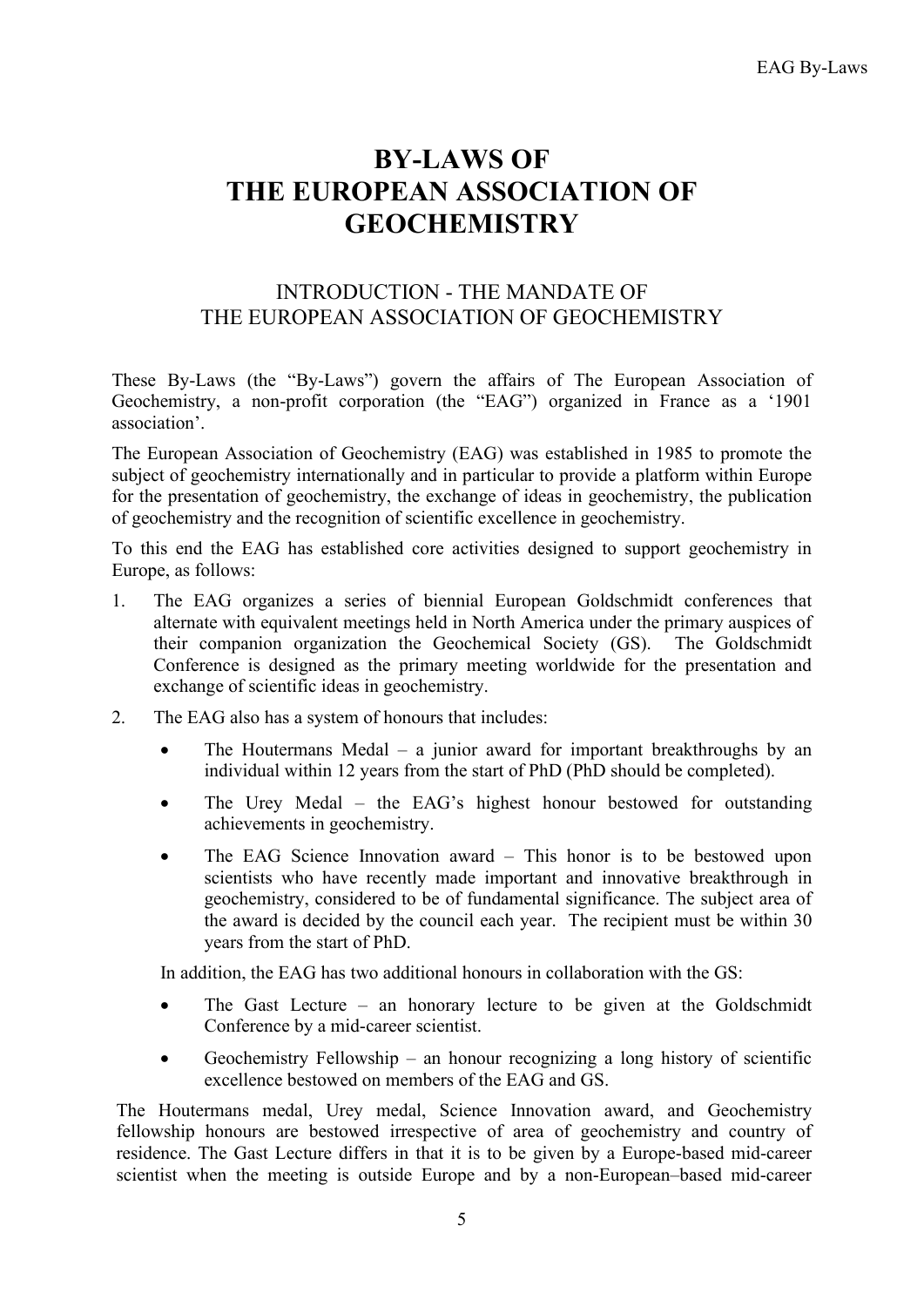# BY-LAWS OF THE EUROPEAN ASSOCIATION OF GEOCHEMISTRY

## INTRODUCTION - THE MANDATE OF THE EUROPEAN ASSOCIATION OF GEOCHEMISTRY

These By-Laws (the "By-Laws") govern the affairs of The European Association of Geochemistry, a non-profit corporation (the "EAG") organized in France as a '1901 association'.

The European Association of Geochemistry (EAG) was established in 1985 to promote the subject of geochemistry internationally and in particular to provide a platform within Europe for the presentation of geochemistry, the exchange of ideas in geochemistry, the publication of geochemistry and the recognition of scientific excellence in geochemistry.

To this end the EAG has established core activities designed to support geochemistry in Europe, as follows:

1. The EAG organizes a series of biennial European Goldschmidt conferences that alternate with equivalent meetings held in North America under the primary auspices of their companion organization the Geochemical Society (GS). The Goldschmidt Conference is designed as the primary meeting worldwide for the presentation and exchange of scientific ideas in geochemistry.
2. The EAG also has a system of honours that includes:
   - The Houtermans Medal – a junior award for important breakthroughs by an individual within 12 years from the start of PhD (PhD should be completed).
   - The Urey Medal – the EAG's highest honour bestowed for outstanding achievements in geochemistry.
   - The EAG Science Innovation award – This honor is to be bestowed upon scientists who have recently made important and innovative breakthrough in geochemistry, considered to be of fundamental significance. The subject area of the award is decided by the council each year. The recipient must be within 30 years from the start of PhD.

   In addition, the EAG has two additional honours in collaboration with the GS:

   - The Gast Lecture – an honorary lecture to be given at the Goldschmidt Conference by a mid-career scientist.
   - Geochemistry Fellowship – an honour recognizing a long history of scientific excellence bestowed on members of the EAG and GS.

The Houtermans medal, Urey medal, Science Innovation award, and Geochemistry fellowship honours are bestowed irrespective of area of geochemistry and country of residence. The Gast Lecture differs in that it is to be given by a Europe-based mid-career scientist when the meeting is outside Europe and by a non-European–based mid-career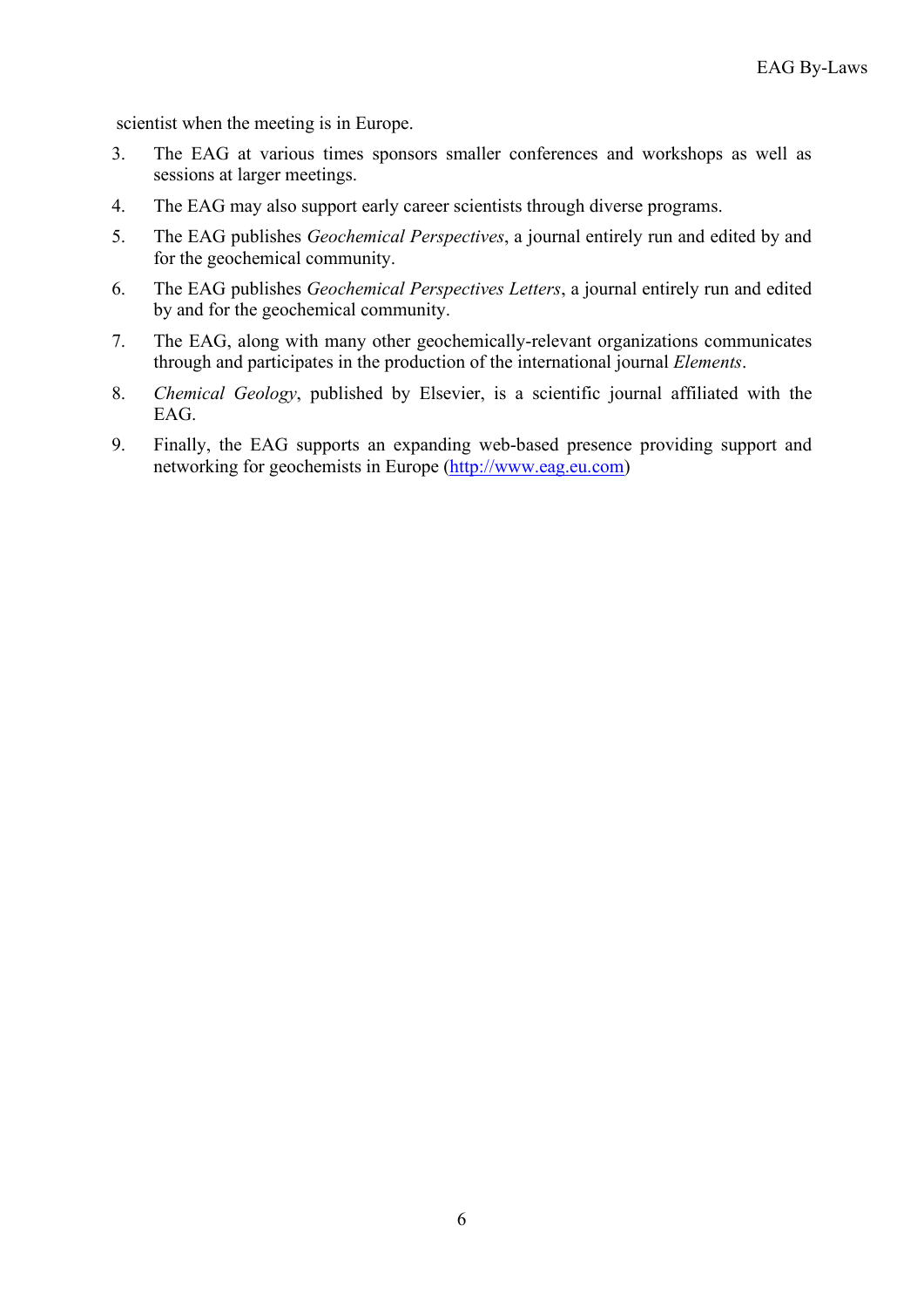scientist when the meeting is in Europe.

3. The EAG at various times sponsors smaller conferences and workshops as well as sessions at larger meetings.
4. The EAG may also support early career scientists through diverse programs.
5. The EAG publishes *Geochemical Perspectives*, a journal entirely run and edited by and for the geochemical community.
6. The EAG publishes *Geochemical Perspectives Letters*, a journal entirely run and edited by and for the geochemical community.
7. The EAG, along with many other geochemically-relevant organizations communicates through and participates in the production of the international journal *Elements*.
8. *Chemical Geology*, published by Elsevier, is a scientific journal affiliated with the EAG.
9. Finally, the EAG supports an expanding web-based presence providing support and networking for geochemists in Europe (http://www.eag.eu.com)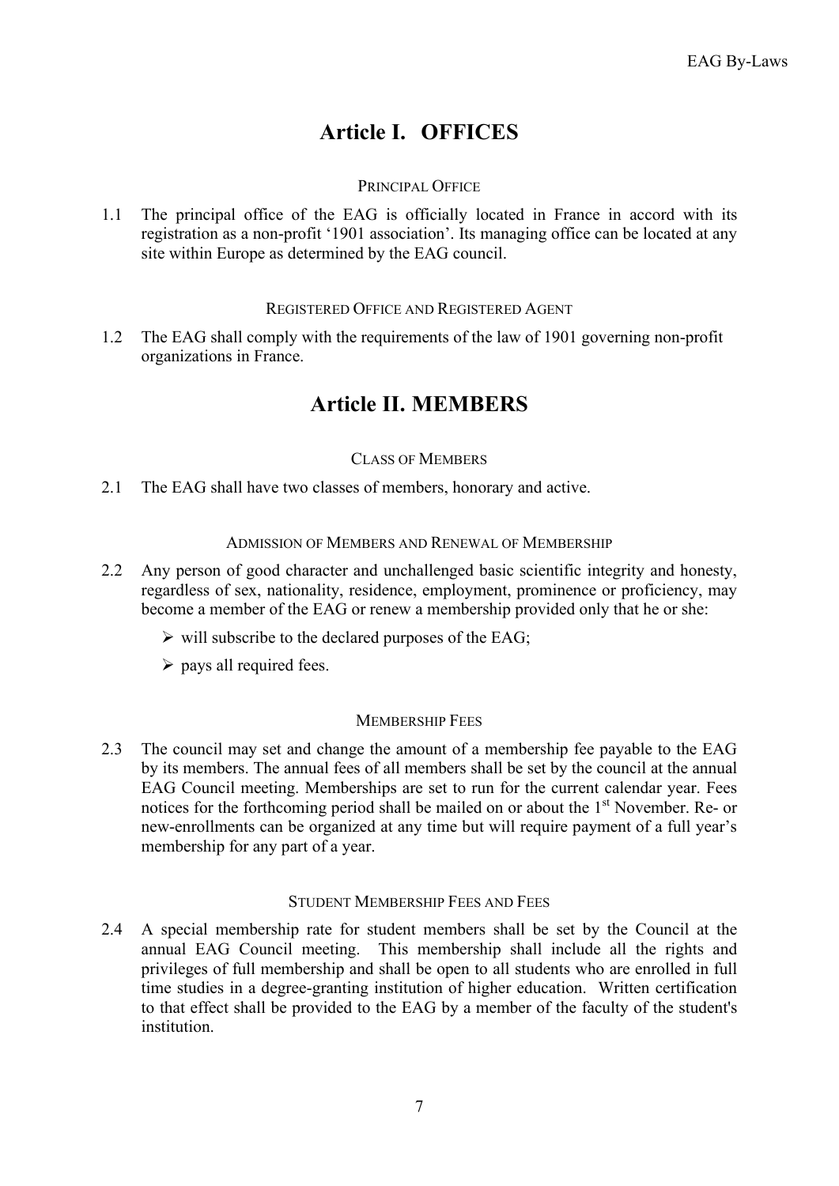# Article I. OFFICES

PRINCIPAL OFFICE

1.1 The principal office of the EAG is officially located in France in accord with its registration as a non-profit '1901 association'. Its managing office can be located at any site within Europe as determined by the EAG council.

REGISTERED OFFICE AND REGISTERED AGENT

1.2 The EAG shall comply with the requirements of the law of 1901 governing non-profit organizations in France.

# Article II. MEMBERS

CLASS OF MEMBERS

2.1 The EAG shall have two classes of members, honorary and active.

ADMISSION OF MEMBERS AND RENEWAL OF MEMBERSHIP

2.2 Any person of good character and unchallenged basic scientific integrity and honesty, regardless of sex, nationality, residence, employment, prominence or proficiency, may become a member of the EAG or renew a membership provided only that he or she:

- will subscribe to the declared purposes of the EAG;
- pays all required fees.

MEMBERSHIP FEES

2.3 The council may set and change the amount of a membership fee payable to the EAG by its members. The annual fees of all members shall be set by the council at the annual EAG Council meeting. Memberships are set to run for the current calendar year. Fees notices for the forthcoming period shall be mailed on or about the 1st November. Re- or new-enrollments can be organized at any time but will require payment of a full year's membership for any part of a year.

STUDENT MEMBERSHIP FEES AND FEES

2.4 A special membership rate for student members shall be set by the Council at the annual EAG Council meeting. This membership shall include all the rights and privileges of full membership and shall be open to all students who are enrolled in full time studies in a degree-granting institution of higher education. Written certification to that effect shall be provided to the EAG by a member of the faculty of the student's institution.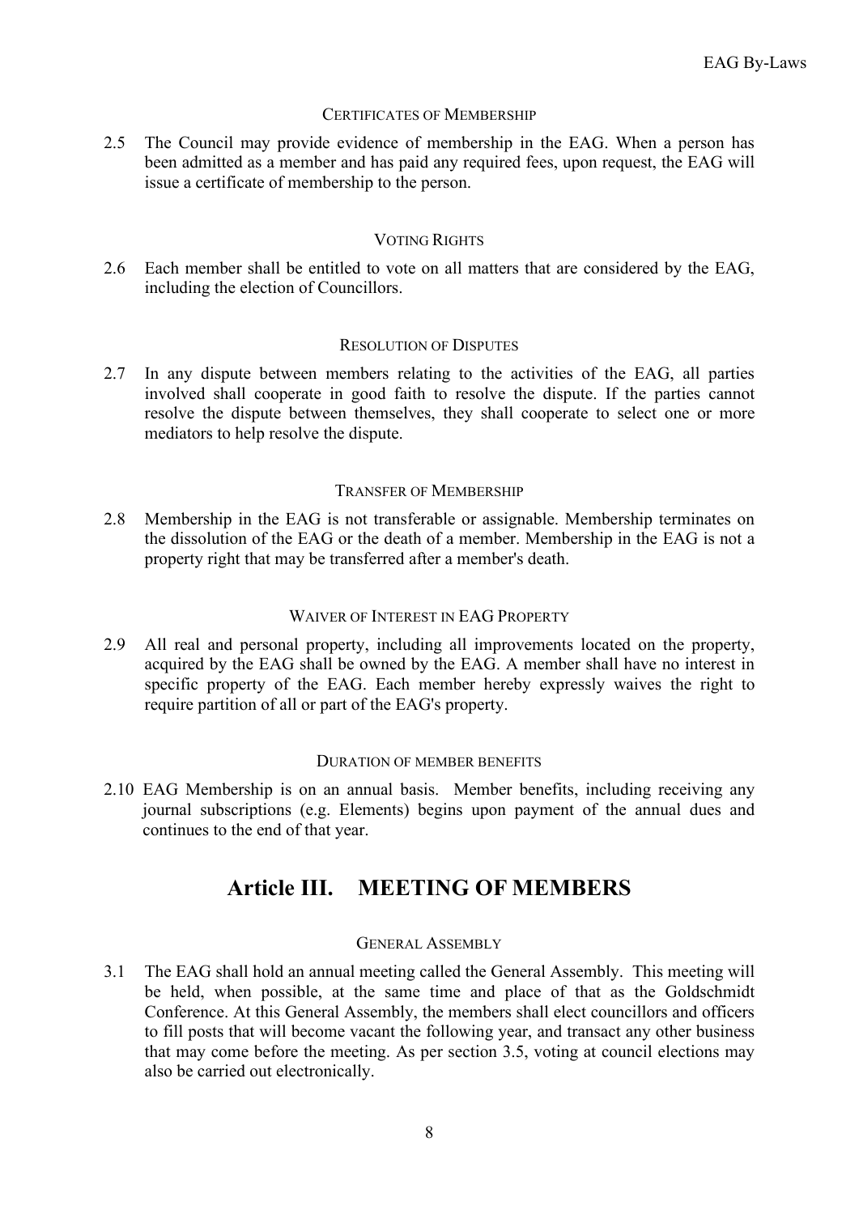### Certificates of Membership

2.5 The Council may provide evidence of membership in the EAG. When a person has been admitted as a member and has paid any required fees, upon request, the EAG will issue a certificate of membership to the person.

### Voting Rights

2.6 Each member shall be entitled to vote on all matters that are considered by the EAG, including the election of Councillors.

### Resolution of Disputes

2.7 In any dispute between members relating to the activities of the EAG, all parties involved shall cooperate in good faith to resolve the dispute. If the parties cannot resolve the dispute between themselves, they shall cooperate to select one or more mediators to help resolve the dispute.

### Transfer of Membership

2.8 Membership in the EAG is not transferable or assignable. Membership terminates on the dissolution of the EAG or the death of a member. Membership in the EAG is not a property right that may be transferred after a member's death.

### Waiver of Interest in EAG Property

2.9 All real and personal property, including all improvements located on the property, acquired by the EAG shall be owned by the EAG. A member shall have no interest in specific property of the EAG. Each member hereby expressly waives the right to require partition of all or part of the EAG's property.

### Duration of member benefits

2.10 EAG Membership is on an annual basis. Member benefits, including receiving any journal subscriptions (e.g. Elements) begins upon payment of the annual dues and continues to the end of that year.

## Article III. MEETING OF MEMBERS

### General Assembly

3.1 The EAG shall hold an annual meeting called the General Assembly. This meeting will be held, when possible, at the same time and place of that as the Goldschmidt Conference. At this General Assembly, the members shall elect councillors and officers to fill posts that will become vacant the following year, and transact any other business that may come before the meeting. As per section 3.5, voting at council elections may also be carried out electronically.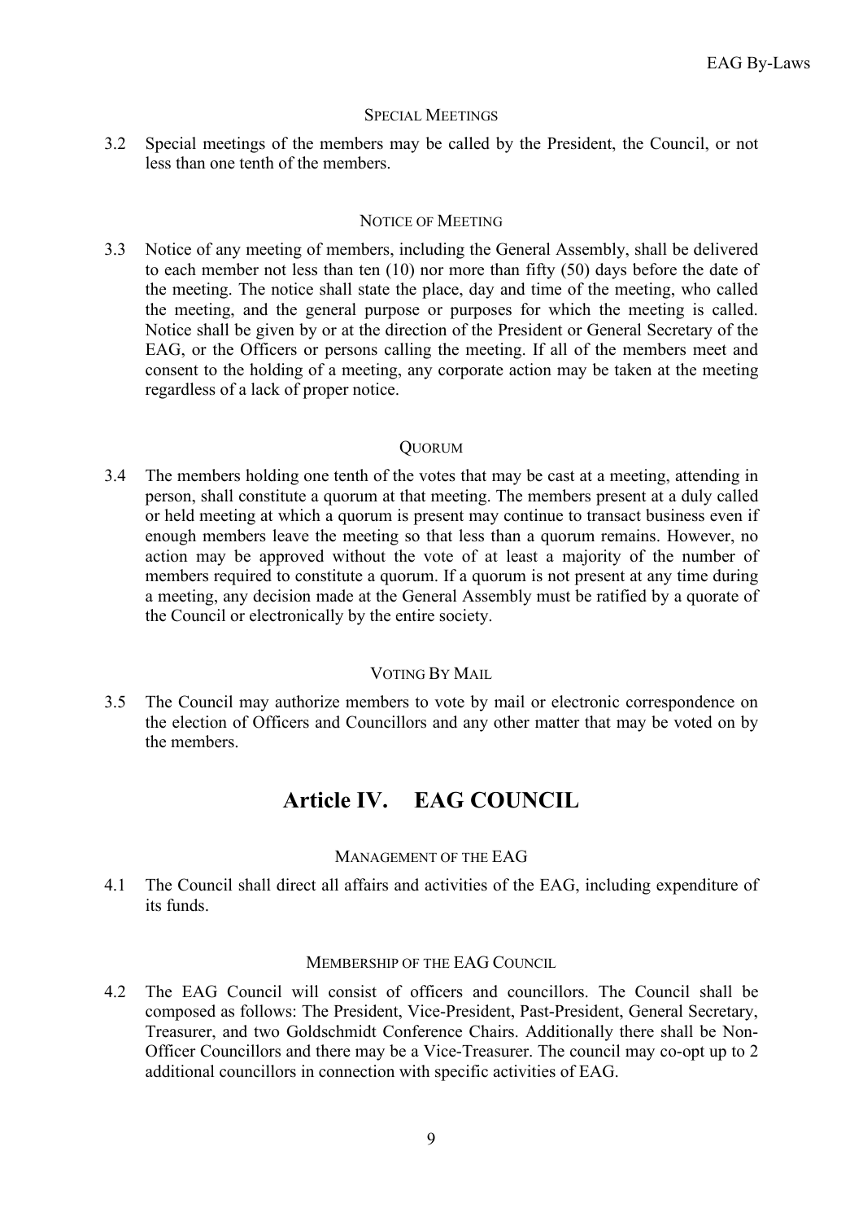### Special Meetings

3.2 Special meetings of the members may be called by the President, the Council, or not less than one tenth of the members.

### Notice of Meeting

3.3 Notice of any meeting of members, including the General Assembly, shall be delivered to each member not less than ten (10) nor more than fifty (50) days before the date of the meeting. The notice shall state the place, day and time of the meeting, who called the meeting, and the general purpose or purposes for which the meeting is called. Notice shall be given by or at the direction of the President or General Secretary of the EAG, or the Officers or persons calling the meeting. If all of the members meet and consent to the holding of a meeting, any corporate action may be taken at the meeting regardless of a lack of proper notice.

### Quorum

3.4 The members holding one tenth of the votes that may be cast at a meeting, attending in person, shall constitute a quorum at that meeting. The members present at a duly called or held meeting at which a quorum is present may continue to transact business even if enough members leave the meeting so that less than a quorum remains. However, no action may be approved without the vote of at least a majority of the number of members required to constitute a quorum. If a quorum is not present at any time during a meeting, any decision made at the General Assembly must be ratified by a quorate of the Council or electronically by the entire society.

### Voting By Mail

3.5 The Council may authorize members to vote by mail or electronic correspondence on the election of Officers and Councillors and any other matter that may be voted on by the members.

## Article IV. EAG COUNCIL

### Management of the EAG

4.1 The Council shall direct all affairs and activities of the EAG, including expenditure of its funds.

### Membership of the EAG Council

4.2 The EAG Council will consist of officers and councillors. The Council shall be composed as follows: The President, Vice-President, Past-President, General Secretary, Treasurer, and two Goldschmidt Conference Chairs. Additionally there shall be Non-Officer Councillors and there may be a Vice-Treasurer. The council may co-opt up to 2 additional councillors in connection with specific activities of EAG.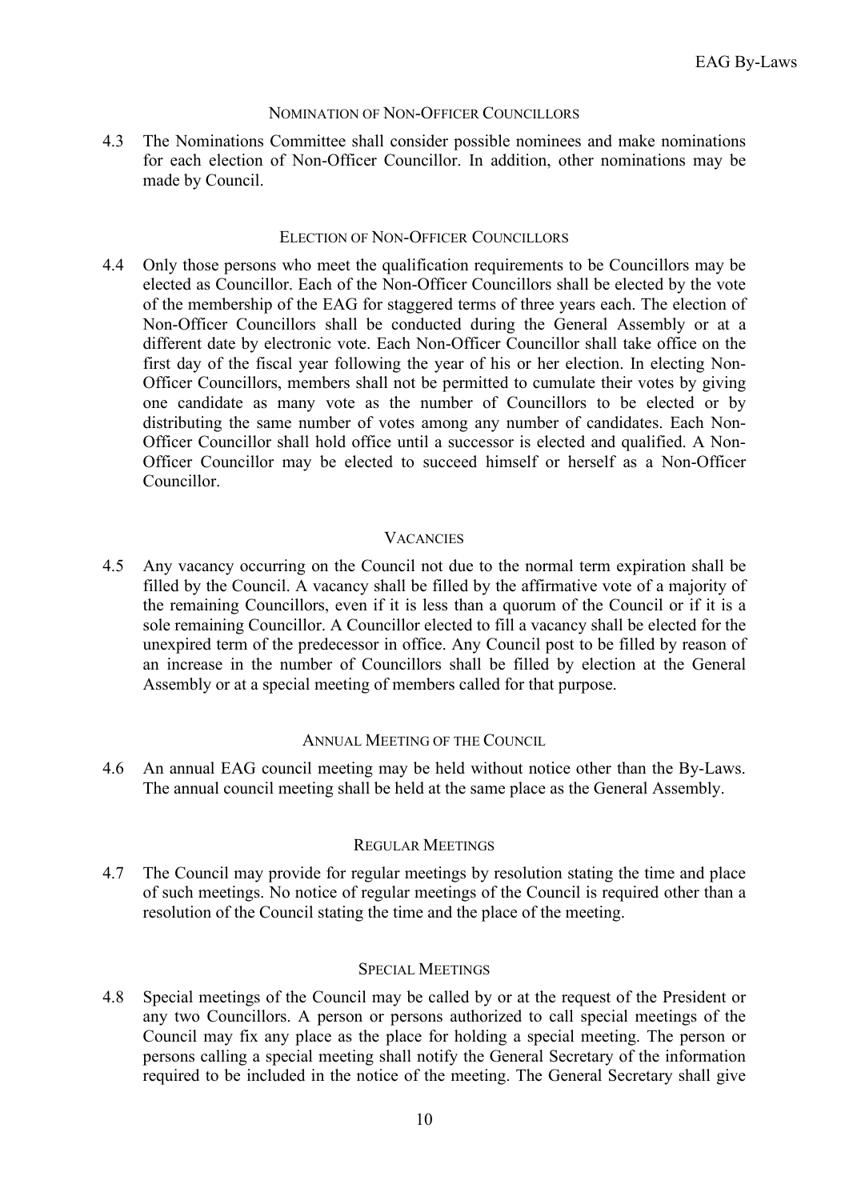#### Nomination of Non-Officer Councillors

4.3 The Nominations Committee shall consider possible nominees and make nominations for each election of Non-Officer Councillor. In addition, other nominations may be made by Council.

#### Election of Non-Officer Councillors

4.4 Only those persons who meet the qualification requirements to be Councillors may be elected as Councillor. Each of the Non-Officer Councillors shall be elected by the vote of the membership of the EAG for staggered terms of three years each. The election of Non-Officer Councillors shall be conducted during the General Assembly or at a different date by electronic vote. Each Non-Officer Councillor shall take office on the first day of the fiscal year following the year of his or her election. In electing Non-Officer Councillors, members shall not be permitted to cumulate their votes by giving one candidate as many vote as the number of Councillors to be elected or by distributing the same number of votes among any number of candidates. Each Non-Officer Councillor shall hold office until a successor is elected and qualified. A Non-Officer Councillor may be elected to succeed himself or herself as a Non-Officer Councillor.

#### Vacancies

4.5 Any vacancy occurring on the Council not due to the normal term expiration shall be filled by the Council. A vacancy shall be filled by the affirmative vote of a majority of the remaining Councillors, even if it is less than a quorum of the Council or if it is a sole remaining Councillor. A Councillor elected to fill a vacancy shall be elected for the unexpired term of the predecessor in office. Any Council post to be filled by reason of an increase in the number of Councillors shall be filled by election at the General Assembly or at a special meeting of members called for that purpose.

#### Annual Meeting of the Council

4.6 An annual EAG council meeting may be held without notice other than the By-Laws. The annual council meeting shall be held at the same place as the General Assembly.

#### Regular Meetings

4.7 The Council may provide for regular meetings by resolution stating the time and place of such meetings. No notice of regular meetings of the Council is required other than a resolution of the Council stating the time and the place of the meeting.

#### Special Meetings

4.8 Special meetings of the Council may be called by or at the request of the President or any two Councillors. A person or persons authorized to call special meetings of the Council may fix any place as the place for holding a special meeting. The person or persons calling a special meeting shall notify the General Secretary of the information required to be included in the notice of the meeting. The General Secretary shall give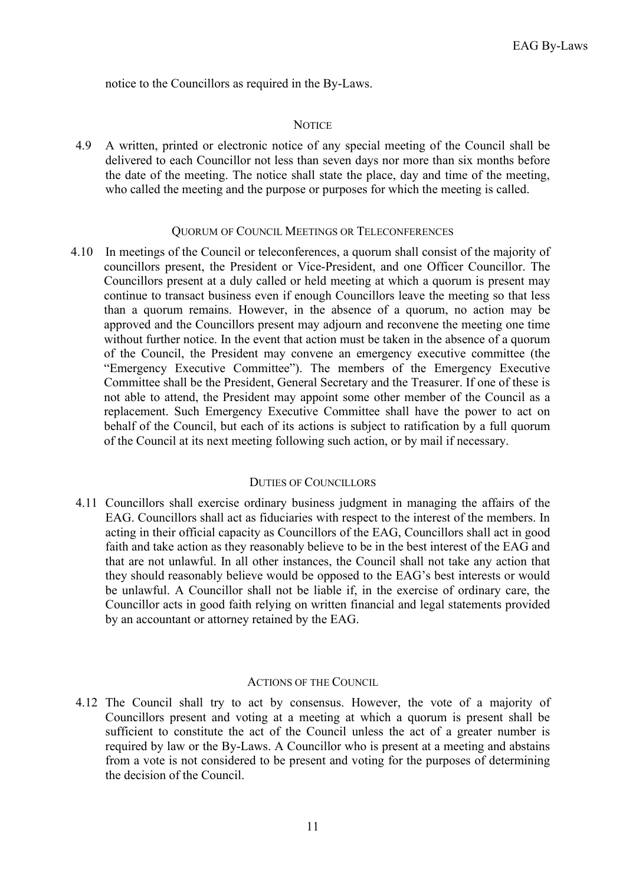notice to the Councillors as required in the By-Laws.

### NOTICE

4.9 A written, printed or electronic notice of any special meeting of the Council shall be delivered to each Councillor not less than seven days nor more than six months before the date of the meeting. The notice shall state the place, day and time of the meeting, who called the meeting and the purpose or purposes for which the meeting is called.

### QUORUM OF COUNCIL MEETINGS OR TELECONFERENCES

4.10 In meetings of the Council or teleconferences, a quorum shall consist of the majority of councillors present, the President or Vice-President, and one Officer Councillor. The Councillors present at a duly called or held meeting at which a quorum is present may continue to transact business even if enough Councillors leave the meeting so that less than a quorum remains. However, in the absence of a quorum, no action may be approved and the Councillors present may adjourn and reconvene the meeting one time without further notice. In the event that action must be taken in the absence of a quorum of the Council, the President may convene an emergency executive committee (the "Emergency Executive Committee"). The members of the Emergency Executive Committee shall be the President, General Secretary and the Treasurer. If one of these is not able to attend, the President may appoint some other member of the Council as a replacement. Such Emergency Executive Committee shall have the power to act on behalf of the Council, but each of its actions is subject to ratification by a full quorum of the Council at its next meeting following such action, or by mail if necessary.

### DUTIES OF COUNCILLORS

4.11 Councillors shall exercise ordinary business judgment in managing the affairs of the EAG. Councillors shall act as fiduciaries with respect to the interest of the members. In acting in their official capacity as Councillors of the EAG, Councillors shall act in good faith and take action as they reasonably believe to be in the best interest of the EAG and that are not unlawful. In all other instances, the Council shall not take any action that they should reasonably believe would be opposed to the EAG's best interests or would be unlawful. A Councillor shall not be liable if, in the exercise of ordinary care, the Councillor acts in good faith relying on written financial and legal statements provided by an accountant or attorney retained by the EAG.

### ACTIONS OF THE COUNCIL

4.12 The Council shall try to act by consensus. However, the vote of a majority of Councillors present and voting at a meeting at which a quorum is present shall be sufficient to constitute the act of the Council unless the act of a greater number is required by law or the By-Laws. A Councillor who is present at a meeting and abstains from a vote is not considered to be present and voting for the purposes of determining the decision of the Council.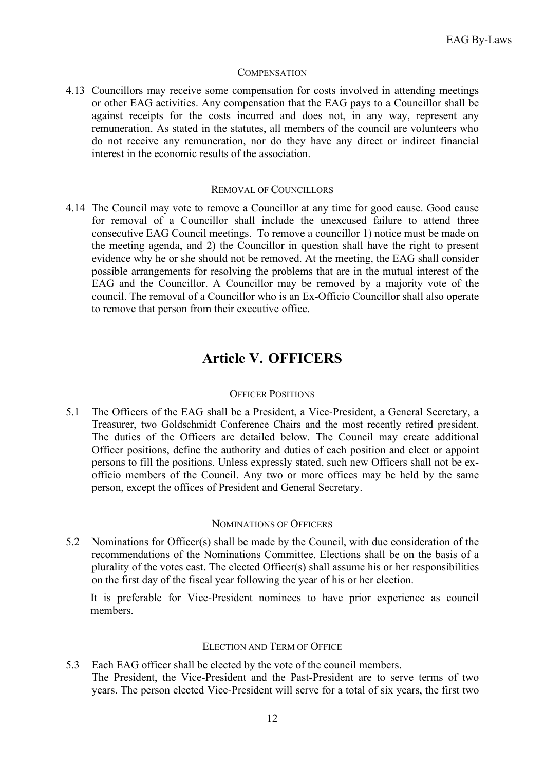### Compensation

4.13 Councillors may receive some compensation for costs involved in attending meetings or other EAG activities. Any compensation that the EAG pays to a Councillor shall be against receipts for the costs incurred and does not, in any way, represent any remuneration. As stated in the statutes, all members of the council are volunteers who do not receive any remuneration, nor do they have any direct or indirect financial interest in the economic results of the association.

### Removal of Councillors

4.14 The Council may vote to remove a Councillor at any time for good cause. Good cause for removal of a Councillor shall include the unexcused failure to attend three consecutive EAG Council meetings. To remove a councillor 1) notice must be made on the meeting agenda, and 2) the Councillor in question shall have the right to present evidence why he or she should not be removed. At the meeting, the EAG shall consider possible arrangements for resolving the problems that are in the mutual interest of the EAG and the Councillor. A Councillor may be removed by a majority vote of the council. The removal of a Councillor who is an Ex-Officio Councillor shall also operate to remove that person from their executive office.

## Article V. OFFICERS

### Officer Positions

5.1 The Officers of the EAG shall be a President, a Vice-President, a General Secretary, a Treasurer, two Goldschmidt Conference Chairs and the most recently retired president. The duties of the Officers are detailed below. The Council may create additional Officer positions, define the authority and duties of each position and elect or appoint persons to fill the positions. Unless expressly stated, such new Officers shall not be ex-officio members of the Council. Any two or more offices may be held by the same person, except the offices of President and General Secretary.

### Nominations of Officers

5.2 Nominations for Officer(s) shall be made by the Council, with due consideration of the recommendations of the Nominations Committee. Elections shall be on the basis of a plurality of the votes cast. The elected Officer(s) shall assume his or her responsibilities on the first day of the fiscal year following the year of his or her election.

It is preferable for Vice-President nominees to have prior experience as council members.

### Election and Term of Office

5.3 Each EAG officer shall be elected by the vote of the council members.
The President, the Vice-President and the Past-President are to serve terms of two years. The person elected Vice-President will serve for a total of six years, the first two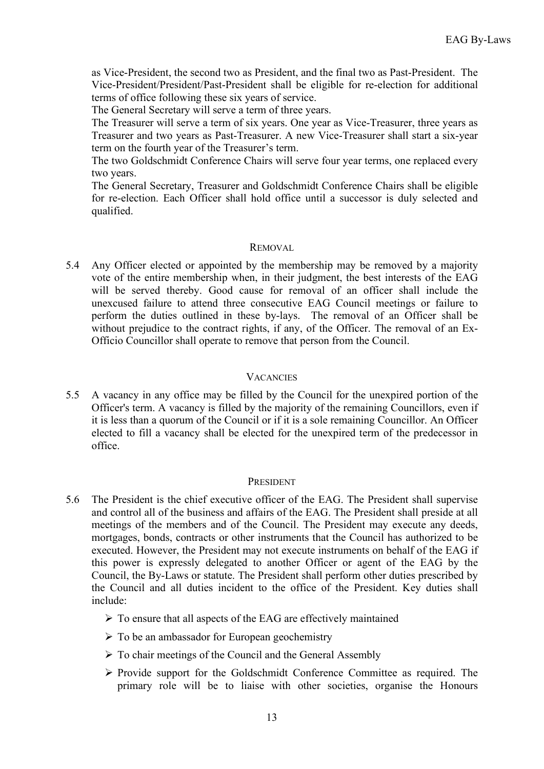as Vice-President, the second two as President, and the final two as Past-President. The Vice-President/President/Past-President shall be eligible for re-election for additional terms of office following these six years of service.

The General Secretary will serve a term of three years.

The Treasurer will serve a term of six years. One year as Vice-Treasurer, three years as Treasurer and two years as Past-Treasurer. A new Vice-Treasurer shall start a six-year term on the fourth year of the Treasurer's term.

The two Goldschmidt Conference Chairs will serve four year terms, one replaced every two years.

The General Secretary, Treasurer and Goldschmidt Conference Chairs shall be eligible for re-election. Each Officer shall hold office until a successor is duly selected and qualified.

### REMOVAL

5.4 Any Officer elected or appointed by the membership may be removed by a majority vote of the entire membership when, in their judgment, the best interests of the EAG will be served thereby. Good cause for removal of an officer shall include the unexcused failure to attend three consecutive EAG Council meetings or failure to perform the duties outlined in these by-lays. The removal of an Officer shall be without prejudice to the contract rights, if any, of the Officer. The removal of an Ex-Officio Councillor shall operate to remove that person from the Council.

### VACANCIES

5.5 A vacancy in any office may be filled by the Council for the unexpired portion of the Officer's term. A vacancy is filled by the majority of the remaining Councillors, even if it is less than a quorum of the Council or if it is a sole remaining Councillor. An Officer elected to fill a vacancy shall be elected for the unexpired term of the predecessor in office.

### PRESIDENT

5.6 The President is the chief executive officer of the EAG. The President shall supervise and control all of the business and affairs of the EAG. The President shall preside at all meetings of the members and of the Council. The President may execute any deeds, mortgages, bonds, contracts or other instruments that the Council has authorized to be executed. However, the President may not execute instruments on behalf of the EAG if this power is expressly delegated to another Officer or agent of the EAG by the Council, the By-Laws or statute. The President shall perform other duties prescribed by the Council and all duties incident to the office of the President. Key duties shall include:

- To ensure that all aspects of the EAG are effectively maintained
- To be an ambassador for European geochemistry
- To chair meetings of the Council and the General Assembly
- Provide support for the Goldschmidt Conference Committee as required. The primary role will be to liaise with other societies, organise the Honours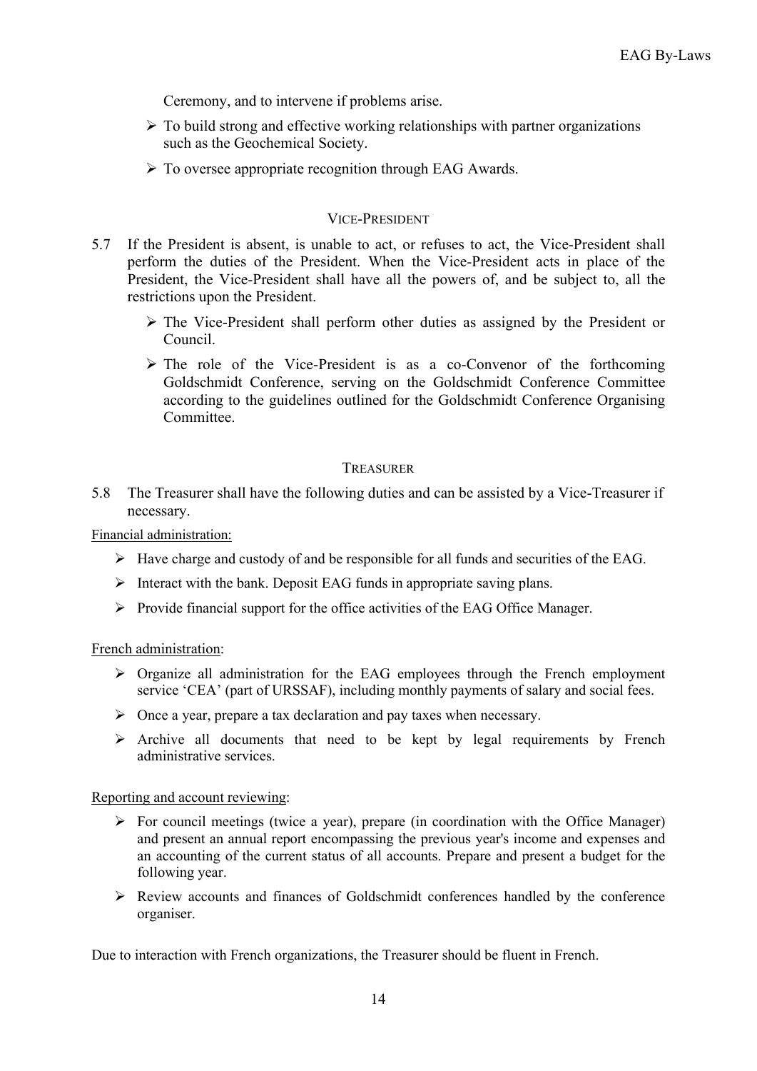Ceremony, and to intervene if problems arise.

- To build strong and effective working relationships with partner organizations such as the Geochemical Society.
- To oversee appropriate recognition through EAG Awards.

### VICE-PRESIDENT

5.7 If the President is absent, is unable to act, or refuses to act, the Vice-President shall perform the duties of the President. When the Vice-President acts in place of the President, the Vice-President shall have all the powers of, and be subject to, all the restrictions upon the President.

- The Vice-President shall perform other duties as assigned by the President or Council.
- The role of the Vice-President is as a co-Convenor of the forthcoming Goldschmidt Conference, serving on the Goldschmidt Conference Committee according to the guidelines outlined for the Goldschmidt Conference Organising Committee.

### TREASURER

5.8 The Treasurer shall have the following duties and can be assisted by a Vice-Treasurer if necessary.

Financial administration:

- Have charge and custody of and be responsible for all funds and securities of the EAG.
- Interact with the bank. Deposit EAG funds in appropriate saving plans.
- Provide financial support for the office activities of the EAG Office Manager.

French administration:

- Organize all administration for the EAG employees through the French employment service 'CEA' (part of URSSAF), including monthly payments of salary and social fees.
- Once a year, prepare a tax declaration and pay taxes when necessary.
- Archive all documents that need to be kept by legal requirements by French administrative services.

Reporting and account reviewing:

- For council meetings (twice a year), prepare (in coordination with the Office Manager) and present an annual report encompassing the previous year's income and expenses and an accounting of the current status of all accounts. Prepare and present a budget for the following year.
- Review accounts and finances of Goldschmidt conferences handled by the conference organiser.

Due to interaction with French organizations, the Treasurer should be fluent in French.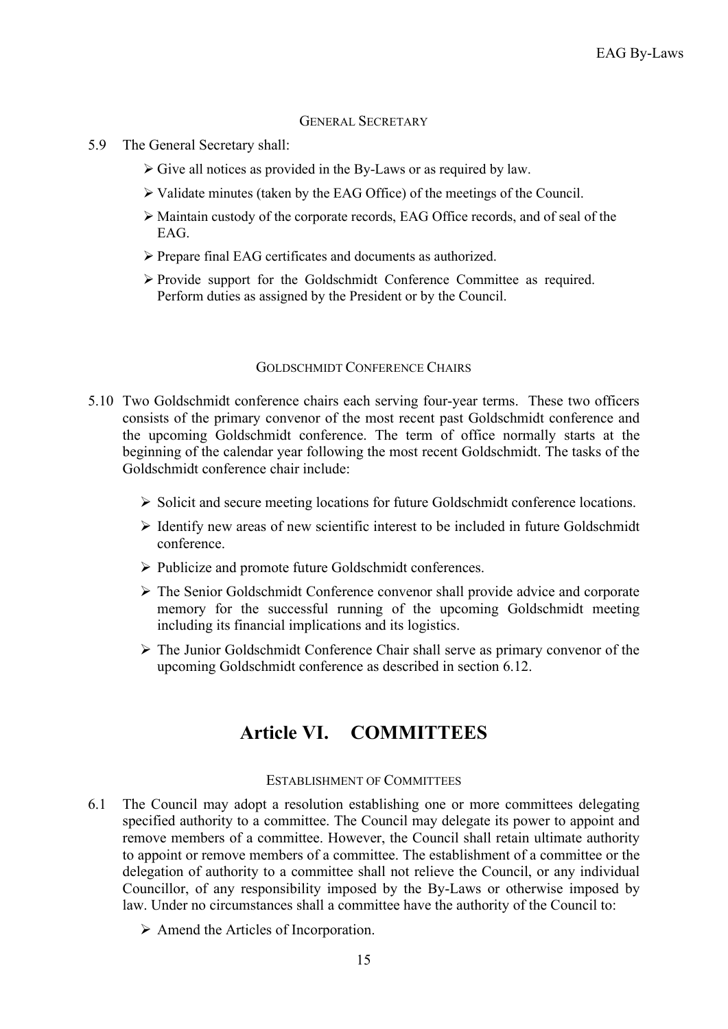### General Secretary

5.9 The General Secretary shall:

- Give all notices as provided in the By-Laws or as required by law.
- Validate minutes (taken by the EAG Office) of the meetings of the Council.
- Maintain custody of the corporate records, EAG Office records, and of seal of the EAG.
- Prepare final EAG certificates and documents as authorized.
- Provide support for the Goldschmidt Conference Committee as required. Perform duties as assigned by the President or by the Council.

### Goldschmidt Conference Chairs

5.10 Two Goldschmidt conference chairs each serving four-year terms. These two officers consists of the primary convenor of the most recent past Goldschmidt conference and the upcoming Goldschmidt conference. The term of office normally starts at the beginning of the calendar year following the most recent Goldschmidt. The tasks of the Goldschmidt conference chair include:

- Solicit and secure meeting locations for future Goldschmidt conference locations.
- Identify new areas of new scientific interest to be included in future Goldschmidt conference.
- Publicize and promote future Goldschmidt conferences.
- The Senior Goldschmidt Conference convenor shall provide advice and corporate memory for the successful running of the upcoming Goldschmidt meeting including its financial implications and its logistics.
- The Junior Goldschmidt Conference Chair shall serve as primary convenor of the upcoming Goldschmidt conference as described in section 6.12.

# Article VI. COMMITTEES

### Establishment of Committees

6.1 The Council may adopt a resolution establishing one or more committees delegating specified authority to a committee. The Council may delegate its power to appoint and remove members of a committee. However, the Council shall retain ultimate authority to appoint or remove members of a committee. The establishment of a committee or the delegation of authority to a committee shall not relieve the Council, or any individual Councillor, of any responsibility imposed by the By-Laws or otherwise imposed by law. Under no circumstances shall a committee have the authority of the Council to:

- Amend the Articles of Incorporation.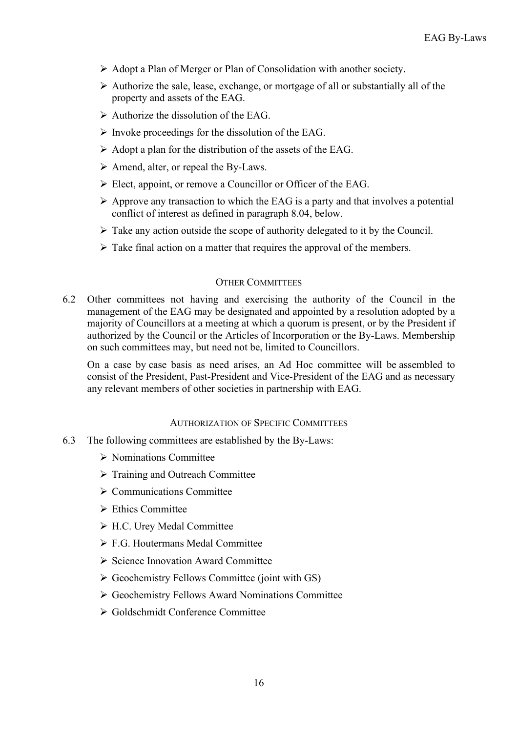- Adopt a Plan of Merger or Plan of Consolidation with another society.
- Authorize the sale, lease, exchange, or mortgage of all or substantially all of the property and assets of the EAG.
- Authorize the dissolution of the EAG.
- Invoke proceedings for the dissolution of the EAG.
- Adopt a plan for the distribution of the assets of the EAG.
- Amend, alter, or repeal the By-Laws.
- Elect, appoint, or remove a Councillor or Officer of the EAG.
- Approve any transaction to which the EAG is a party and that involves a potential conflict of interest as defined in paragraph 8.04, below.
- Take any action outside the scope of authority delegated to it by the Council.
- Take final action on a matter that requires the approval of the members.

### OTHER COMMITTEES

6.2 Other committees not having and exercising the authority of the Council in the management of the EAG may be designated and appointed by a resolution adopted by a majority of Councillors at a meeting at which a quorum is present, or by the President if authorized by the Council or the Articles of Incorporation or the By-Laws. Membership on such committees may, but need not be, limited to Councillors.

On a case by case basis as need arises, an Ad Hoc committee will be assembled to consist of the President, Past-President and Vice-President of the EAG and as necessary any relevant members of other societies in partnership with EAG.

### AUTHORIZATION OF SPECIFIC COMMITTEES

6.3 The following committees are established by the By-Laws:

- Nominations Committee
- Training and Outreach Committee
- Communications Committee
- Ethics Committee
- H.C. Urey Medal Committee
- F.G. Houtermans Medal Committee
- Science Innovation Award Committee
- Geochemistry Fellows Committee (joint with GS)
- Geochemistry Fellows Award Nominations Committee
- Goldschmidt Conference Committee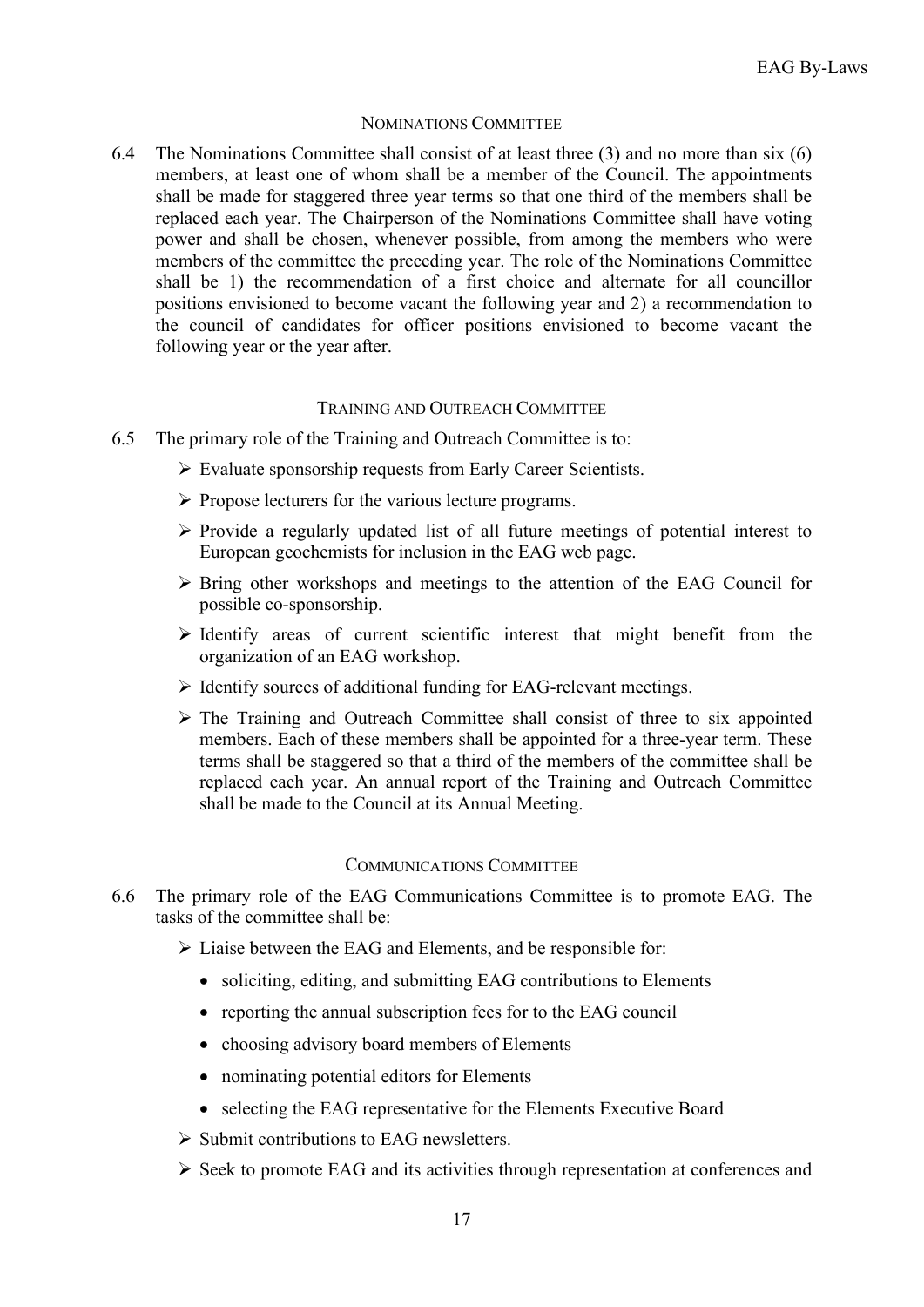### NOMINATIONS COMMITTEE

6.4 The Nominations Committee shall consist of at least three (3) and no more than six (6) members, at least one of whom shall be a member of the Council. The appointments shall be made for staggered three year terms so that one third of the members shall be replaced each year. The Chairperson of the Nominations Committee shall have voting power and shall be chosen, whenever possible, from among the members who were members of the committee the preceding year. The role of the Nominations Committee shall be 1) the recommendation of a first choice and alternate for all councillor positions envisioned to become vacant the following year and 2) a recommendation to the council of candidates for officer positions envisioned to become vacant the following year or the year after.

### TRAINING AND OUTREACH COMMITTEE

6.5 The primary role of the Training and Outreach Committee is to:

- Evaluate sponsorship requests from Early Career Scientists.
- Propose lecturers for the various lecture programs.
- Provide a regularly updated list of all future meetings of potential interest to European geochemists for inclusion in the EAG web page.
- Bring other workshops and meetings to the attention of the EAG Council for possible co-sponsorship.
- Identify areas of current scientific interest that might benefit from the organization of an EAG workshop.
- Identify sources of additional funding for EAG-relevant meetings.
- The Training and Outreach Committee shall consist of three to six appointed members. Each of these members shall be appointed for a three-year term. These terms shall be staggered so that a third of the members of the committee shall be replaced each year. An annual report of the Training and Outreach Committee shall be made to the Council at its Annual Meeting.

### COMMUNICATIONS COMMITTEE

6.6 The primary role of the EAG Communications Committee is to promote EAG. The tasks of the committee shall be:

- Liaise between the EAG and Elements, and be responsible for:
  - soliciting, editing, and submitting EAG contributions to Elements
  - reporting the annual subscription fees for to the EAG council
  - choosing advisory board members of Elements
  - nominating potential editors for Elements
  - selecting the EAG representative for the Elements Executive Board
- Submit contributions to EAG newsletters.
- Seek to promote EAG and its activities through representation at conferences and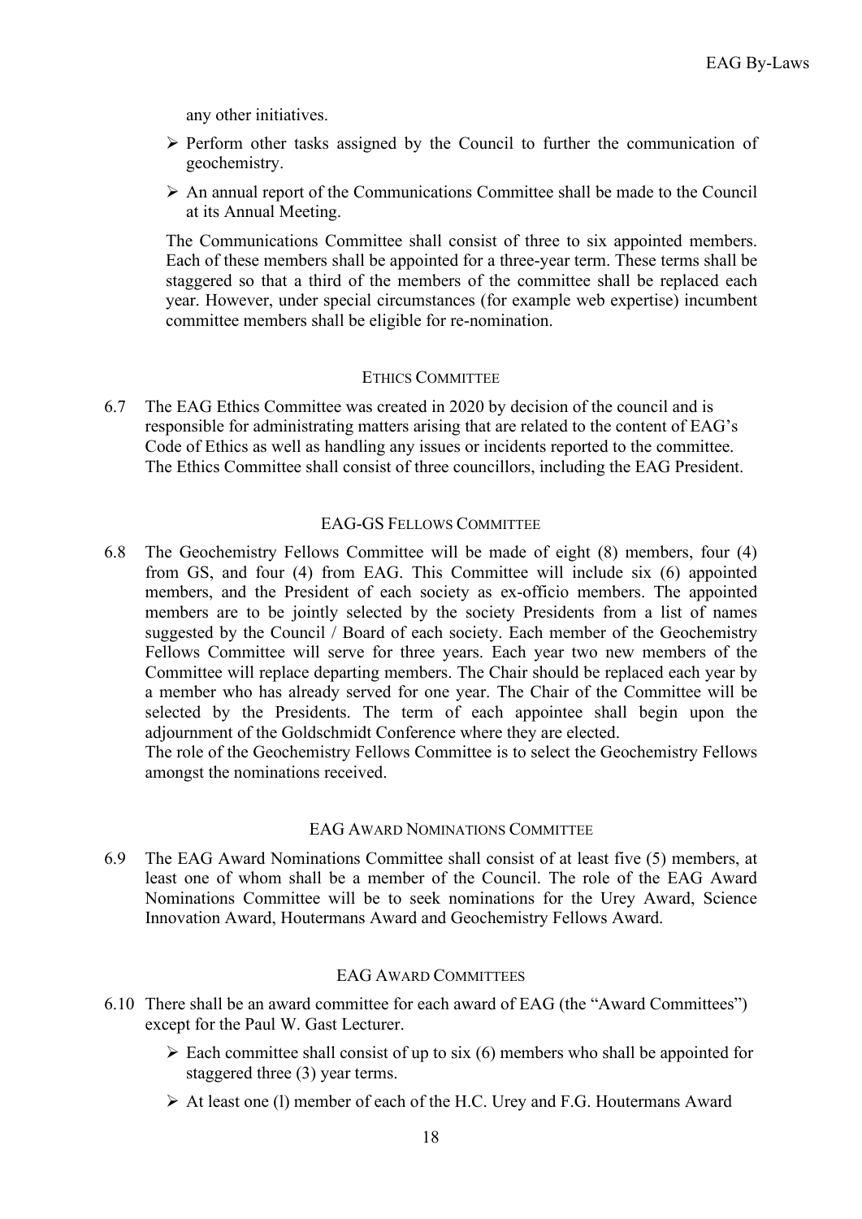any other initiatives.

- Perform other tasks assigned by the Council to further the communication of geochemistry.
- An annual report of the Communications Committee shall be made to the Council at its Annual Meeting.

The Communications Committee shall consist of three to six appointed members. Each of these members shall be appointed for a three-year term. These terms shall be staggered so that a third of the members of the committee shall be replaced each year. However, under special circumstances (for example web expertise) incumbent committee members shall be eligible for re-nomination.

### ETHICS COMMITTEE

6.7 The EAG Ethics Committee was created in 2020 by decision of the council and is responsible for administrating matters arising that are related to the content of EAG's Code of Ethics as well as handling any issues or incidents reported to the committee. The Ethics Committee shall consist of three councillors, including the EAG President.

### EAG-GS FELLOWS COMMITTEE

6.8 The Geochemistry Fellows Committee will be made of eight (8) members, four (4) from GS, and four (4) from EAG. This Committee will include six (6) appointed members, and the President of each society as ex-officio members. The appointed members are to be jointly selected by the society Presidents from a list of names suggested by the Council / Board of each society. Each member of the Geochemistry Fellows Committee will serve for three years. Each year two new members of the Committee will replace departing members. The Chair should be replaced each year by a member who has already served for one year. The Chair of the Committee will be selected by the Presidents. The term of each appointee shall begin upon the adjournment of the Goldschmidt Conference where they are elected.
The role of the Geochemistry Fellows Committee is to select the Geochemistry Fellows amongst the nominations received.

### EAG AWARD NOMINATIONS COMMITTEE

6.9 The EAG Award Nominations Committee shall consist of at least five (5) members, at least one of whom shall be a member of the Council. The role of the EAG Award Nominations Committee will be to seek nominations for the Urey Award, Science Innovation Award, Houtermans Award and Geochemistry Fellows Award.

### EAG AWARD COMMITTEES

6.10 There shall be an award committee for each award of EAG (the "Award Committees") except for the Paul W. Gast Lecturer.

- Each committee shall consist of up to six (6) members who shall be appointed for staggered three (3) year terms.
- At least one (l) member of each of the H.C. Urey and F.G. Houtermans Award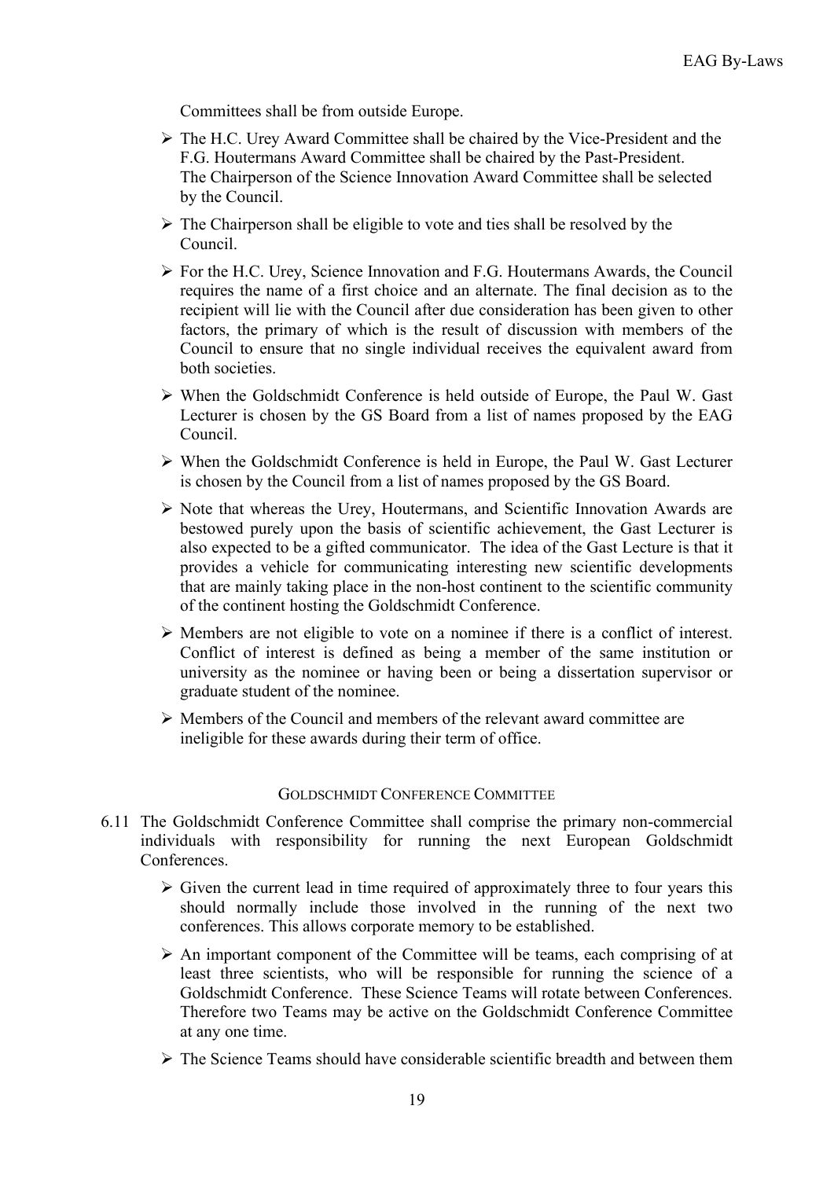Committees shall be from outside Europe.

- The H.C. Urey Award Committee shall be chaired by the Vice-President and the F.G. Houtermans Award Committee shall be chaired by the Past-President. The Chairperson of the Science Innovation Award Committee shall be selected by the Council.
- The Chairperson shall be eligible to vote and ties shall be resolved by the Council.
- For the H.C. Urey, Science Innovation and F.G. Houtermans Awards, the Council requires the name of a first choice and an alternate. The final decision as to the recipient will lie with the Council after due consideration has been given to other factors, the primary of which is the result of discussion with members of the Council to ensure that no single individual receives the equivalent award from both societies.
- When the Goldschmidt Conference is held outside of Europe, the Paul W. Gast Lecturer is chosen by the GS Board from a list of names proposed by the EAG Council.
- When the Goldschmidt Conference is held in Europe, the Paul W. Gast Lecturer is chosen by the Council from a list of names proposed by the GS Board.
- Note that whereas the Urey, Houtermans, and Scientific Innovation Awards are bestowed purely upon the basis of scientific achievement, the Gast Lecturer is also expected to be a gifted communicator. The idea of the Gast Lecture is that it provides a vehicle for communicating interesting new scientific developments that are mainly taking place in the non-host continent to the scientific community of the continent hosting the Goldschmidt Conference.
- Members are not eligible to vote on a nominee if there is a conflict of interest. Conflict of interest is defined as being a member of the same institution or university as the nominee or having been or being a dissertation supervisor or graduate student of the nominee.
- Members of the Council and members of the relevant award committee are ineligible for these awards during their term of office.

### GOLDSCHMIDT CONFERENCE COMMITTEE

6.11 The Goldschmidt Conference Committee shall comprise the primary non-commercial individuals with responsibility for running the next European Goldschmidt Conferences.

- Given the current lead in time required of approximately three to four years this should normally include those involved in the running of the next two conferences. This allows corporate memory to be established.
- An important component of the Committee will be teams, each comprising of at least three scientists, who will be responsible for running the science of a Goldschmidt Conference. These Science Teams will rotate between Conferences. Therefore two Teams may be active on the Goldschmidt Conference Committee at any one time.
- The Science Teams should have considerable scientific breadth and between them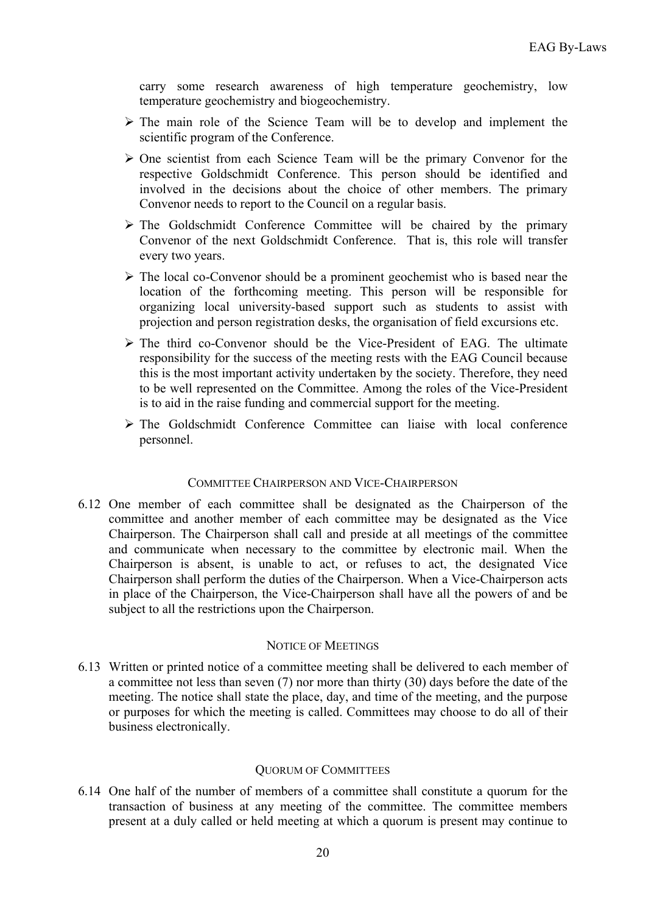carry some research awareness of high temperature geochemistry, low temperature geochemistry and biogeochemistry.

- The main role of the Science Team will be to develop and implement the scientific program of the Conference.
- One scientist from each Science Team will be the primary Convenor for the respective Goldschmidt Conference. This person should be identified and involved in the decisions about the choice of other members. The primary Convenor needs to report to the Council on a regular basis.
- The Goldschmidt Conference Committee will be chaired by the primary Convenor of the next Goldschmidt Conference. That is, this role will transfer every two years.
- The local co-Convenor should be a prominent geochemist who is based near the location of the forthcoming meeting. This person will be responsible for organizing local university-based support such as students to assist with projection and person registration desks, the organisation of field excursions etc.
- The third co-Convenor should be the Vice-President of EAG. The ultimate responsibility for the success of the meeting rests with the EAG Council because this is the most important activity undertaken by the society. Therefore, they need to be well represented on the Committee. Among the roles of the Vice-President is to aid in the raise funding and commercial support for the meeting.
- The Goldschmidt Conference Committee can liaise with local conference personnel.

### Committee Chairperson and Vice-Chairperson

6.12 One member of each committee shall be designated as the Chairperson of the committee and another member of each committee may be designated as the Vice Chairperson. The Chairperson shall call and preside at all meetings of the committee and communicate when necessary to the committee by electronic mail. When the Chairperson is absent, is unable to act, or refuses to act, the designated Vice Chairperson shall perform the duties of the Chairperson. When a Vice-Chairperson acts in place of the Chairperson, the Vice-Chairperson shall have all the powers of and be subject to all the restrictions upon the Chairperson.

### Notice of Meetings

6.13 Written or printed notice of a committee meeting shall be delivered to each member of a committee not less than seven (7) nor more than thirty (30) days before the date of the meeting. The notice shall state the place, day, and time of the meeting, and the purpose or purposes for which the meeting is called. Committees may choose to do all of their business electronically.

### Quorum of Committees

6.14 One half of the number of members of a committee shall constitute a quorum for the transaction of business at any meeting of the committee. The committee members present at a duly called or held meeting at which a quorum is present may continue to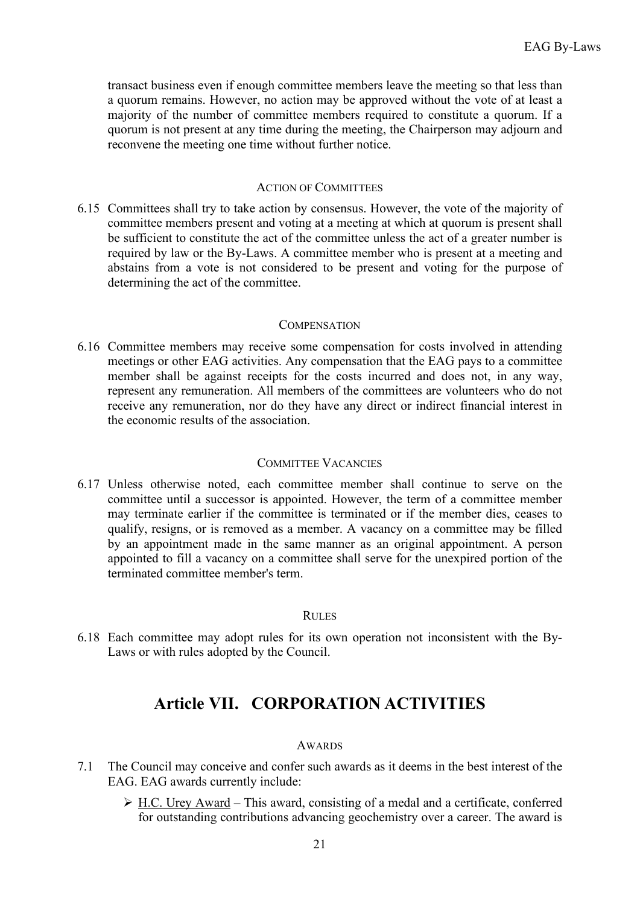transact business even if enough committee members leave the meeting so that less than a quorum remains. However, no action may be approved without the vote of at least a majority of the number of committee members required to constitute a quorum. If a quorum is not present at any time during the meeting, the Chairperson may adjourn and reconvene the meeting one time without further notice.

#### ACTION OF COMMITTEES

6.15 Committees shall try to take action by consensus. However, the vote of the majority of committee members present and voting at a meeting at which at quorum is present shall be sufficient to constitute the act of the committee unless the act of a greater number is required by law or the By-Laws. A committee member who is present at a meeting and abstains from a vote is not considered to be present and voting for the purpose of determining the act of the committee.

#### COMPENSATION

6.16 Committee members may receive some compensation for costs involved in attending meetings or other EAG activities. Any compensation that the EAG pays to a committee member shall be against receipts for the costs incurred and does not, in any way, represent any remuneration. All members of the committees are volunteers who do not receive any remuneration, nor do they have any direct or indirect financial interest in the economic results of the association.

#### COMMITTEE VACANCIES

6.17 Unless otherwise noted, each committee member shall continue to serve on the committee until a successor is appointed. However, the term of a committee member may terminate earlier if the committee is terminated or if the member dies, ceases to qualify, resigns, or is removed as a member. A vacancy on a committee may be filled by an appointment made in the same manner as an original appointment. A person appointed to fill a vacancy on a committee shall serve for the unexpired portion of the terminated committee member's term.

#### RULES

6.18 Each committee may adopt rules for its own operation not inconsistent with the By-Laws or with rules adopted by the Council.

## Article VII. CORPORATION ACTIVITIES

#### AWARDS

7.1 The Council may conceive and confer such awards as it deems in the best interest of the EAG. EAG awards currently include:

- H.C. Urey Award – This award, consisting of a medal and a certificate, conferred for outstanding contributions advancing geochemistry over a career. The award is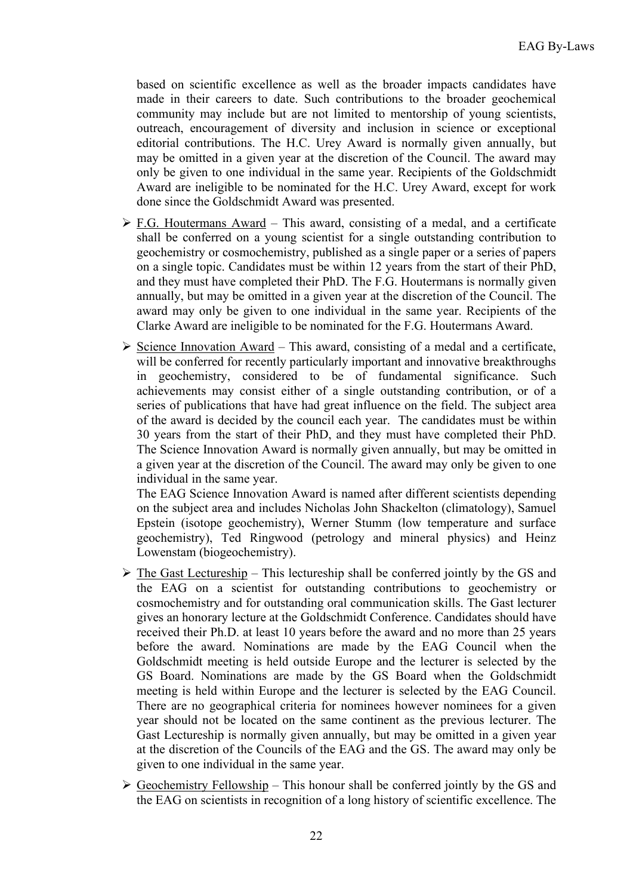based on scientific excellence as well as the broader impacts candidates have made in their careers to date. Such contributions to the broader geochemical community may include but are not limited to mentorship of young scientists, outreach, encouragement of diversity and inclusion in science or exceptional editorial contributions. The H.C. Urey Award is normally given annually, but may be omitted in a given year at the discretion of the Council. The award may only be given to one individual in the same year. Recipients of the Goldschmidt Award are ineligible to be nominated for the H.C. Urey Award, except for work done since the Goldschmidt Award was presented.

- F.G. Houtermans Award – This award, consisting of a medal, and a certificate shall be conferred on a young scientist for a single outstanding contribution to geochemistry or cosmochemistry, published as a single paper or a series of papers on a single topic. Candidates must be within 12 years from the start of their PhD, and they must have completed their PhD. The F.G. Houtermans is normally given annually, but may be omitted in a given year at the discretion of the Council. The award may only be given to one individual in the same year. Recipients of the Clarke Award are ineligible to be nominated for the F.G. Houtermans Award.

- Science Innovation Award – This award, consisting of a medal and a certificate, will be conferred for recently particularly important and innovative breakthroughs in geochemistry, considered to be of fundamental significance. Such achievements may consist either of a single outstanding contribution, or of a series of publications that have had great influence on the field. The subject area of the award is decided by the council each year. The candidates must be within 30 years from the start of their PhD, and they must have completed their PhD. The Science Innovation Award is normally given annually, but may be omitted in a given year at the discretion of the Council. The award may only be given to one individual in the same year.

  The EAG Science Innovation Award is named after different scientists depending on the subject area and includes Nicholas John Shackelton (climatology), Samuel Epstein (isotope geochemistry), Werner Stumm (low temperature and surface geochemistry), Ted Ringwood (petrology and mineral physics) and Heinz Lowenstam (biogeochemistry).

- The Gast Lectureship – This lectureship shall be conferred jointly by the GS and the EAG on a scientist for outstanding contributions to geochemistry or cosmochemistry and for outstanding oral communication skills. The Gast lecturer gives an honorary lecture at the Goldschmidt Conference. Candidates should have received their Ph.D. at least 10 years before the award and no more than 25 years before the award. Nominations are made by the EAG Council when the Goldschmidt meeting is held outside Europe and the lecturer is selected by the GS Board. Nominations are made by the GS Board when the Goldschmidt meeting is held within Europe and the lecturer is selected by the EAG Council. There are no geographical criteria for nominees however nominees for a given year should not be located on the same continent as the previous lecturer. The Gast Lectureship is normally given annually, but may be omitted in a given year at the discretion of the Councils of the EAG and the GS. The award may only be given to one individual in the same year.

- Geochemistry Fellowship – This honour shall be conferred jointly by the GS and the EAG on scientists in recognition of a long history of scientific excellence. The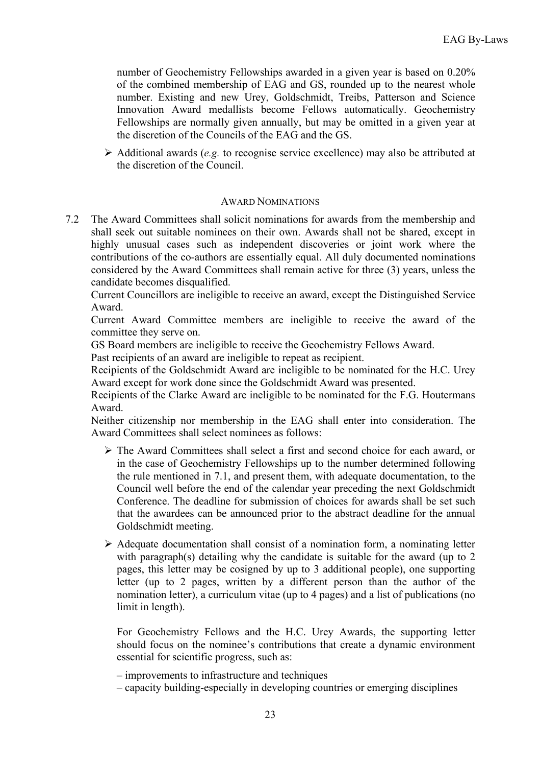number of Geochemistry Fellowships awarded in a given year is based on 0.20% of the combined membership of EAG and GS, rounded up to the nearest whole number. Existing and new Urey, Goldschmidt, Treibs, Patterson and Science Innovation Award medallists become Fellows automatically. Geochemistry Fellowships are normally given annually, but may be omitted in a given year at the discretion of the Councils of the EAG and the GS.

- Additional awards (*e.g.* to recognise service excellence) may also be attributed at the discretion of the Council.

### AWARD NOMINATIONS

7.2 The Award Committees shall solicit nominations for awards from the membership and shall seek out suitable nominees on their own. Awards shall not be shared, except in highly unusual cases such as independent discoveries or joint work where the contributions of the co-authors are essentially equal. All duly documented nominations considered by the Award Committees shall remain active for three (3) years, unless the candidate becomes disqualified.

Current Councillors are ineligible to receive an award, except the Distinguished Service Award.

Current Award Committee members are ineligible to receive the award of the committee they serve on.

GS Board members are ineligible to receive the Geochemistry Fellows Award.

Past recipients of an award are ineligible to repeat as recipient.

Recipients of the Goldschmidt Award are ineligible to be nominated for the H.C. Urey Award except for work done since the Goldschmidt Award was presented.

Recipients of the Clarke Award are ineligible to be nominated for the F.G. Houtermans Award.

Neither citizenship nor membership in the EAG shall enter into consideration. The Award Committees shall select nominees as follows:

- The Award Committees shall select a first and second choice for each award, or in the case of Geochemistry Fellowships up to the number determined following the rule mentioned in 7.1, and present them, with adequate documentation, to the Council well before the end of the calendar year preceding the next Goldschmidt Conference. The deadline for submission of choices for awards shall be set such that the awardees can be announced prior to the abstract deadline for the annual Goldschmidt meeting.

- Adequate documentation shall consist of a nomination form, a nominating letter with paragraph(s) detailing why the candidate is suitable for the award (up to 2 pages, this letter may be cosigned by up to 3 additional people), one supporting letter (up to 2 pages, written by a different person than the author of the nomination letter), a curriculum vitae (up to 4 pages) and a list of publications (no limit in length).

  For Geochemistry Fellows and the H.C. Urey Awards, the supporting letter should focus on the nominee's contributions that create a dynamic environment essential for scientific progress, such as:

  – improvements to infrastructure and techniques
  – capacity building-especially in developing countries or emerging disciplines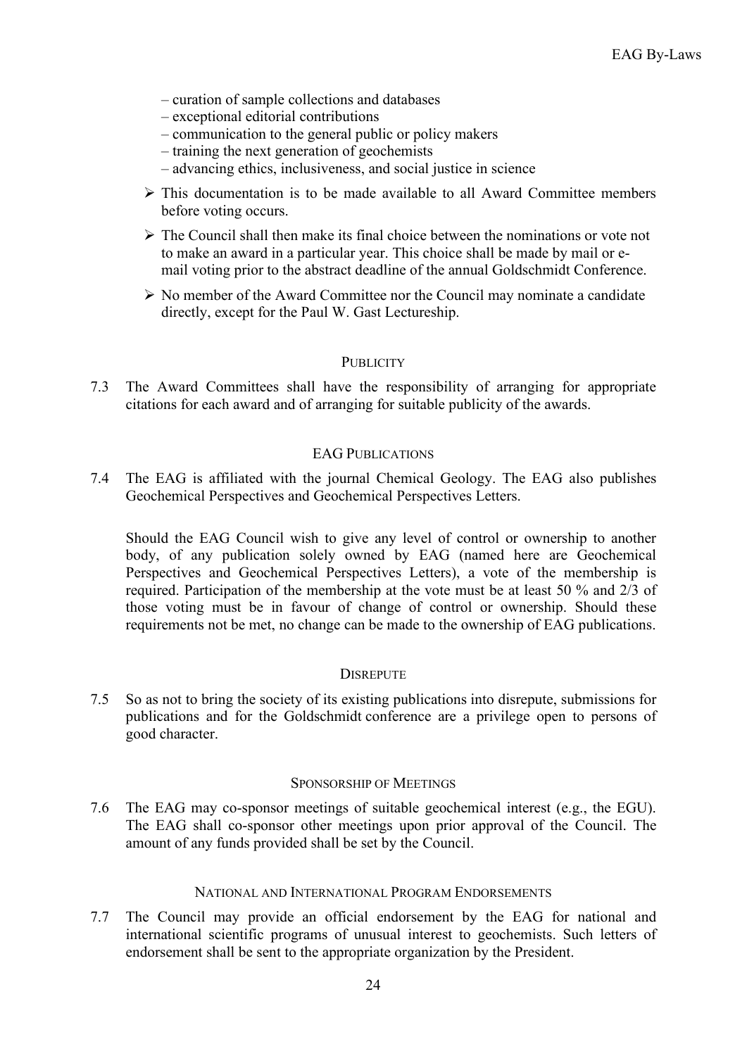– curation of sample collections and databases
– exceptional editorial contributions
– communication to the general public or policy makers
– training the next generation of geochemists
– advancing ethics, inclusiveness, and social justice in science

- This documentation is to be made available to all Award Committee members before voting occurs.
- The Council shall then make its final choice between the nominations or vote not to make an award in a particular year. This choice shall be made by mail or e-mail voting prior to the abstract deadline of the annual Goldschmidt Conference.
- No member of the Award Committee nor the Council may nominate a candidate directly, except for the Paul W. Gast Lectureship.

### PUBLICITY

7.3 The Award Committees shall have the responsibility of arranging for appropriate citations for each award and of arranging for suitable publicity of the awards.

### EAG PUBLICATIONS

7.4 The EAG is affiliated with the journal Chemical Geology. The EAG also publishes Geochemical Perspectives and Geochemical Perspectives Letters.

Should the EAG Council wish to give any level of control or ownership to another body, of any publication solely owned by EAG (named here are Geochemical Perspectives and Geochemical Perspectives Letters), a vote of the membership is required. Participation of the membership at the vote must be at least 50 % and 2/3 of those voting must be in favour of change of control or ownership. Should these requirements not be met, no change can be made to the ownership of EAG publications.

### DISREPUTE

7.5 So as not to bring the society of its existing publications into disrepute, submissions for publications and for the Goldschmidt conference are a privilege open to persons of good character.

### SPONSORSHIP OF MEETINGS

7.6 The EAG may co-sponsor meetings of suitable geochemical interest (e.g., the EGU). The EAG shall co-sponsor other meetings upon prior approval of the Council. The amount of any funds provided shall be set by the Council.

### NATIONAL AND INTERNATIONAL PROGRAM ENDORSEMENTS

7.7 The Council may provide an official endorsement by the EAG for national and international scientific programs of unusual interest to geochemists. Such letters of endorsement shall be sent to the appropriate organization by the President.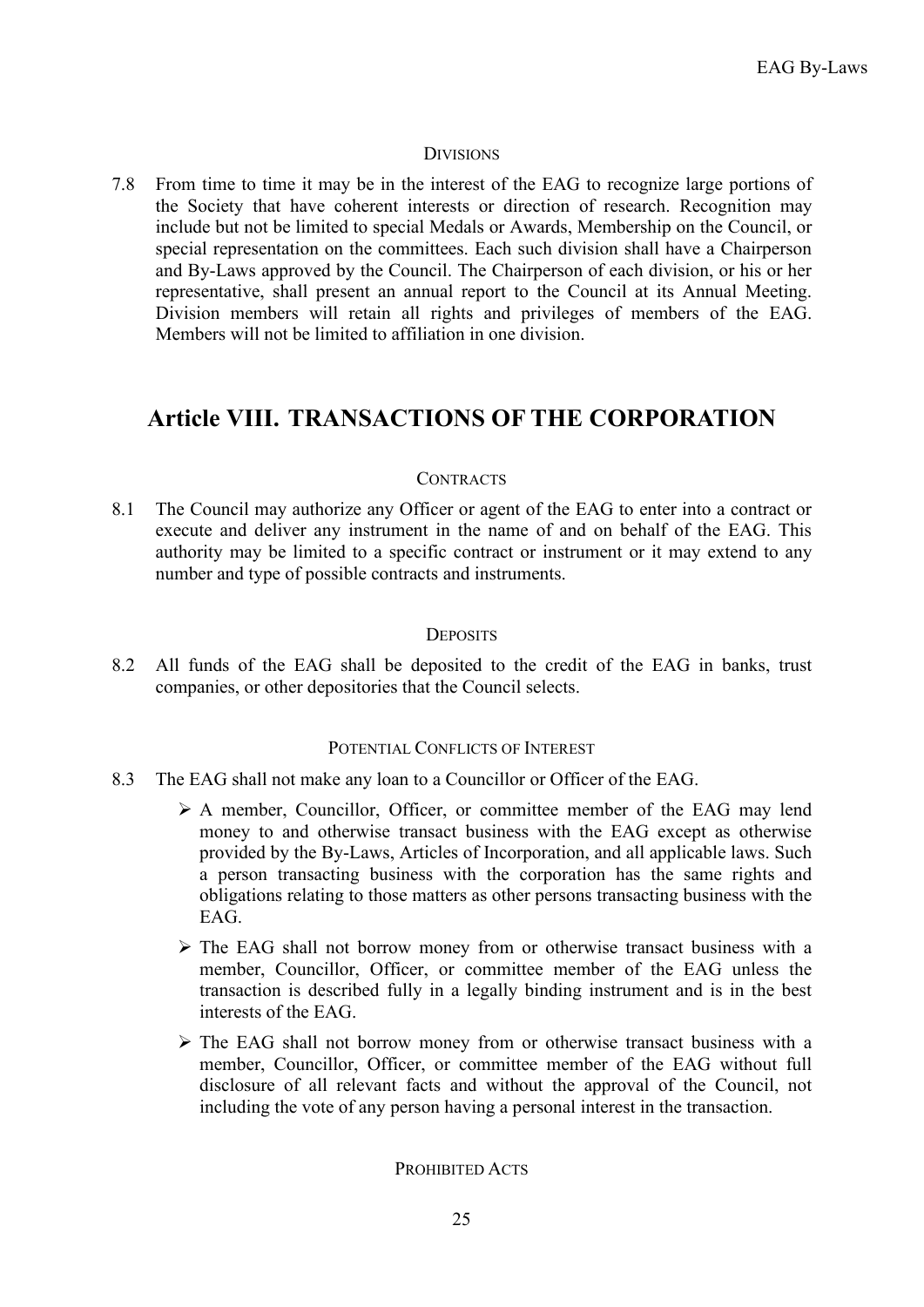#### DIVISIONS

7.8 From time to time it may be in the interest of the EAG to recognize large portions of the Society that have coherent interests or direction of research. Recognition may include but not be limited to special Medals or Awards, Membership on the Council, or special representation on the committees. Each such division shall have a Chairperson and By-Laws approved by the Council. The Chairperson of each division, or his or her representative, shall present an annual report to the Council at its Annual Meeting. Division members will retain all rights and privileges of members of the EAG. Members will not be limited to affiliation in one division.

## Article VIII. TRANSACTIONS OF THE CORPORATION

#### CONTRACTS

8.1 The Council may authorize any Officer or agent of the EAG to enter into a contract or execute and deliver any instrument in the name of and on behalf of the EAG. This authority may be limited to a specific contract or instrument or it may extend to any number and type of possible contracts and instruments.

#### DEPOSITS

8.2 All funds of the EAG shall be deposited to the credit of the EAG in banks, trust companies, or other depositories that the Council selects.

#### POTENTIAL CONFLICTS OF INTEREST

8.3 The EAG shall not make any loan to a Councillor or Officer of the EAG.

- A member, Councillor, Officer, or committee member of the EAG may lend money to and otherwise transact business with the EAG except as otherwise provided by the By-Laws, Articles of Incorporation, and all applicable laws. Such a person transacting business with the corporation has the same rights and obligations relating to those matters as other persons transacting business with the EAG.
- The EAG shall not borrow money from or otherwise transact business with a member, Councillor, Officer, or committee member of the EAG unless the transaction is described fully in a legally binding instrument and is in the best interests of the EAG.
- The EAG shall not borrow money from or otherwise transact business with a member, Councillor, Officer, or committee member of the EAG without full disclosure of all relevant facts and without the approval of the Council, not including the vote of any person having a personal interest in the transaction.

#### PROHIBITED ACTS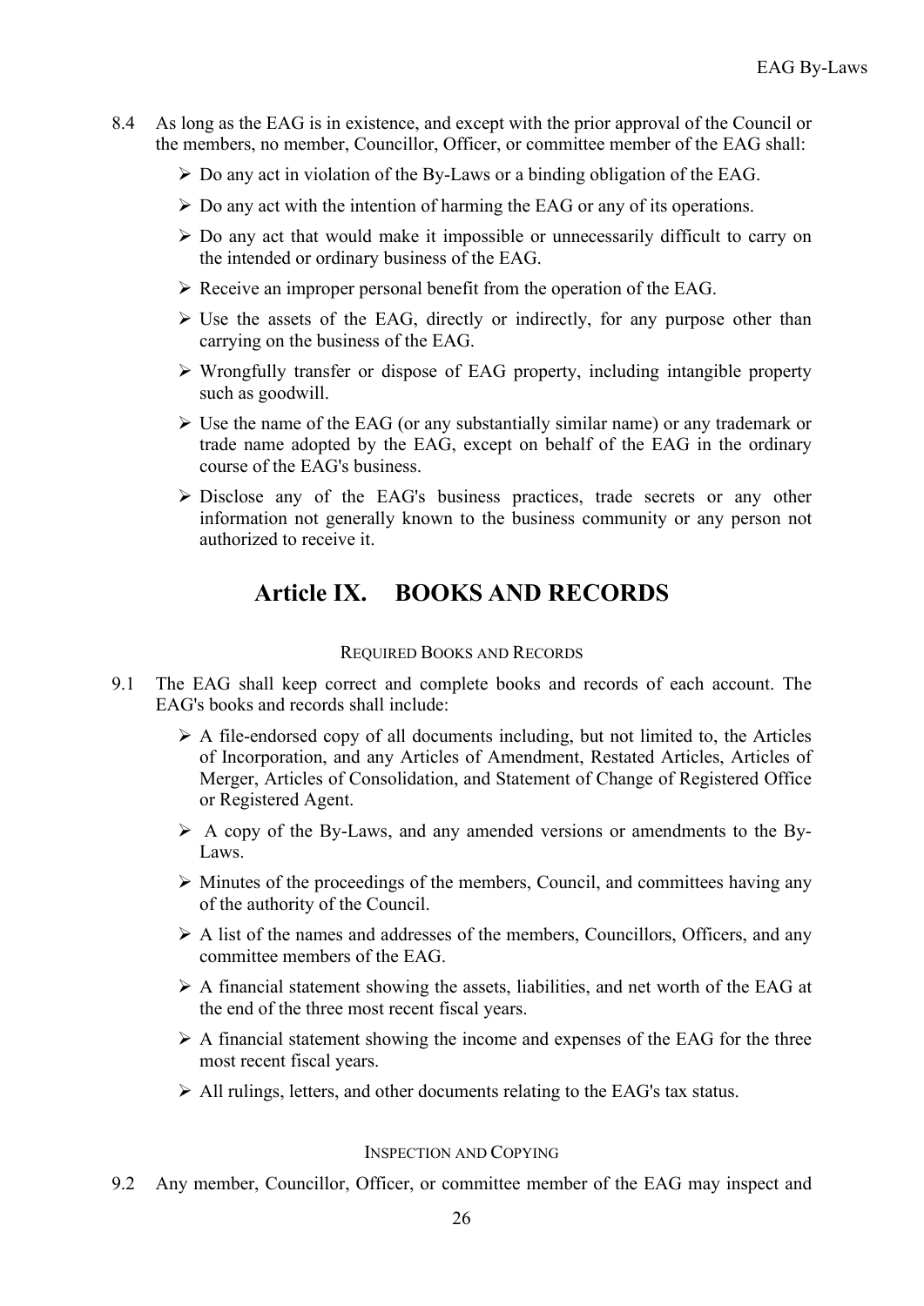8.4 As long as the EAG is in existence, and except with the prior approval of the Council or the members, no member, Councillor, Officer, or committee member of the EAG shall:

- Do any act in violation of the By-Laws or a binding obligation of the EAG.
- Do any act with the intention of harming the EAG or any of its operations.
- Do any act that would make it impossible or unnecessarily difficult to carry on the intended or ordinary business of the EAG.
- Receive an improper personal benefit from the operation of the EAG.
- Use the assets of the EAG, directly or indirectly, for any purpose other than carrying on the business of the EAG.
- Wrongfully transfer or dispose of EAG property, including intangible property such as goodwill.
- Use the name of the EAG (or any substantially similar name) or any trademark or trade name adopted by the EAG, except on behalf of the EAG in the ordinary course of the EAG's business.
- Disclose any of the EAG's business practices, trade secrets or any other information not generally known to the business community or any person not authorized to receive it.

## Article IX. BOOKS AND RECORDS

### Required Books and Records

9.1 The EAG shall keep correct and complete books and records of each account. The EAG's books and records shall include:

- A file-endorsed copy of all documents including, but not limited to, the Articles of Incorporation, and any Articles of Amendment, Restated Articles, Articles of Merger, Articles of Consolidation, and Statement of Change of Registered Office or Registered Agent.
- A copy of the By-Laws, and any amended versions or amendments to the By-Laws.
- Minutes of the proceedings of the members, Council, and committees having any of the authority of the Council.
- A list of the names and addresses of the members, Councillors, Officers, and any committee members of the EAG.
- A financial statement showing the assets, liabilities, and net worth of the EAG at the end of the three most recent fiscal years.
- A financial statement showing the income and expenses of the EAG for the three most recent fiscal years.
- All rulings, letters, and other documents relating to the EAG's tax status.

### Inspection and Copying

9.2 Any member, Councillor, Officer, or committee member of the EAG may inspect and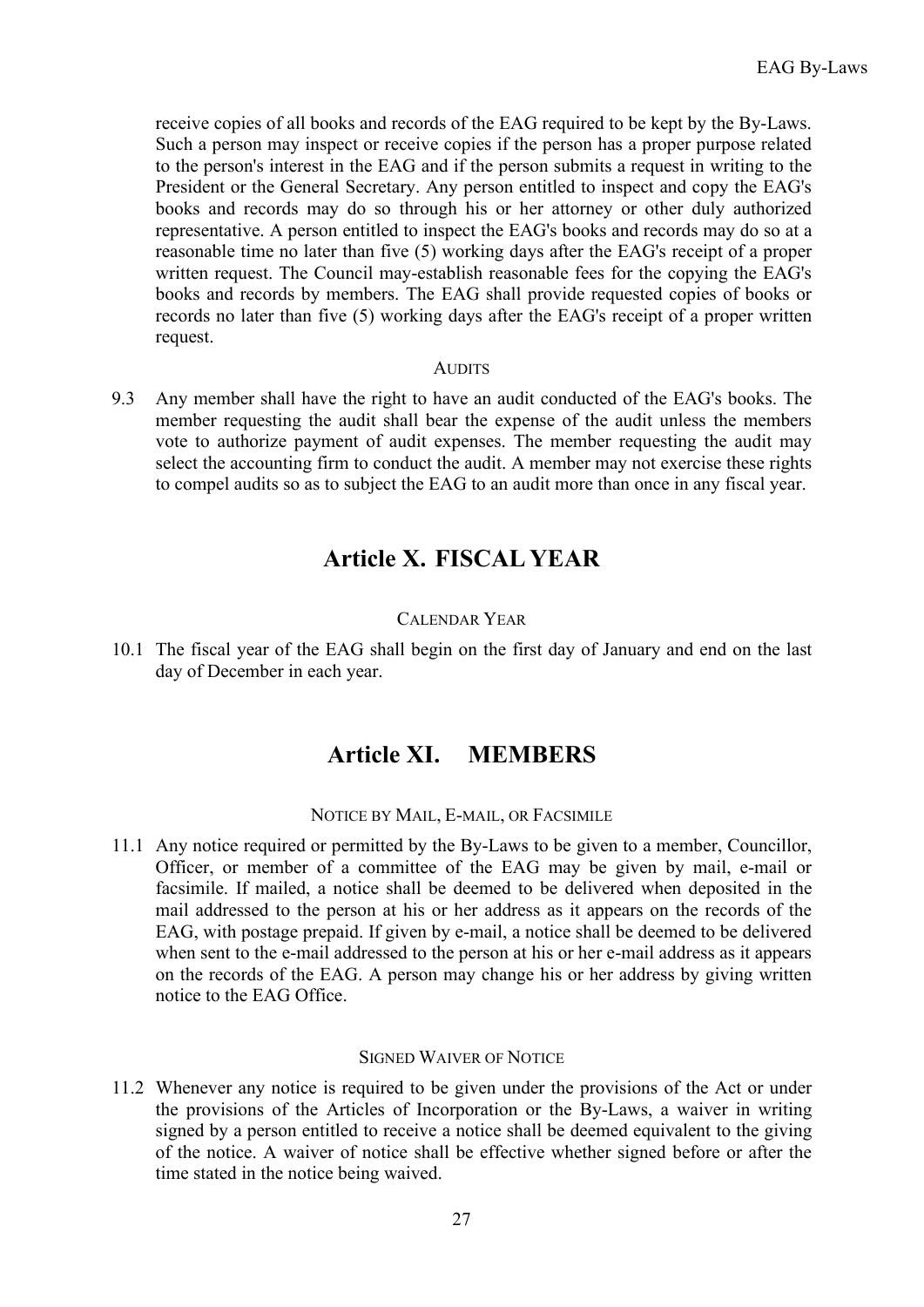receive copies of all books and records of the EAG required to be kept by the By-Laws. Such a person may inspect or receive copies if the person has a proper purpose related to the person's interest in the EAG and if the person submits a request in writing to the President or the General Secretary. Any person entitled to inspect and copy the EAG's books and records may do so through his or her attorney or other duly authorized representative. A person entitled to inspect the EAG's books and records may do so at a reasonable time no later than five (5) working days after the EAG's receipt of a proper written request. The Council may-establish reasonable fees for the copying the EAG's books and records by members. The EAG shall provide requested copies of books or records no later than five (5) working days after the EAG's receipt of a proper written request.

AUDITS

9.3 Any member shall have the right to have an audit conducted of the EAG's books. The member requesting the audit shall bear the expense of the audit unless the members vote to authorize payment of audit expenses. The member requesting the audit may select the accounting firm to conduct the audit. A member may not exercise these rights to compel audits so as to subject the EAG to an audit more than once in any fiscal year.

## Article X. FISCAL YEAR

CALENDAR YEAR

10.1 The fiscal year of the EAG shall begin on the first day of January and end on the last day of December in each year.

## Article XI. MEMBERS

NOTICE BY MAIL, E-MAIL, OR FACSIMILE

11.1 Any notice required or permitted by the By-Laws to be given to a member, Councillor, Officer, or member of a committee of the EAG may be given by mail, e-mail or facsimile. If mailed, a notice shall be deemed to be delivered when deposited in the mail addressed to the person at his or her address as it appears on the records of the EAG, with postage prepaid. If given by e-mail, a notice shall be deemed to be delivered when sent to the e-mail addressed to the person at his or her e-mail address as it appears on the records of the EAG. A person may change his or her address by giving written notice to the EAG Office.

SIGNED WAIVER OF NOTICE

11.2 Whenever any notice is required to be given under the provisions of the Act or under the provisions of the Articles of Incorporation or the By-Laws, a waiver in writing signed by a person entitled to receive a notice shall be deemed equivalent to the giving of the notice. A waiver of notice shall be effective whether signed before or after the time stated in the notice being waived.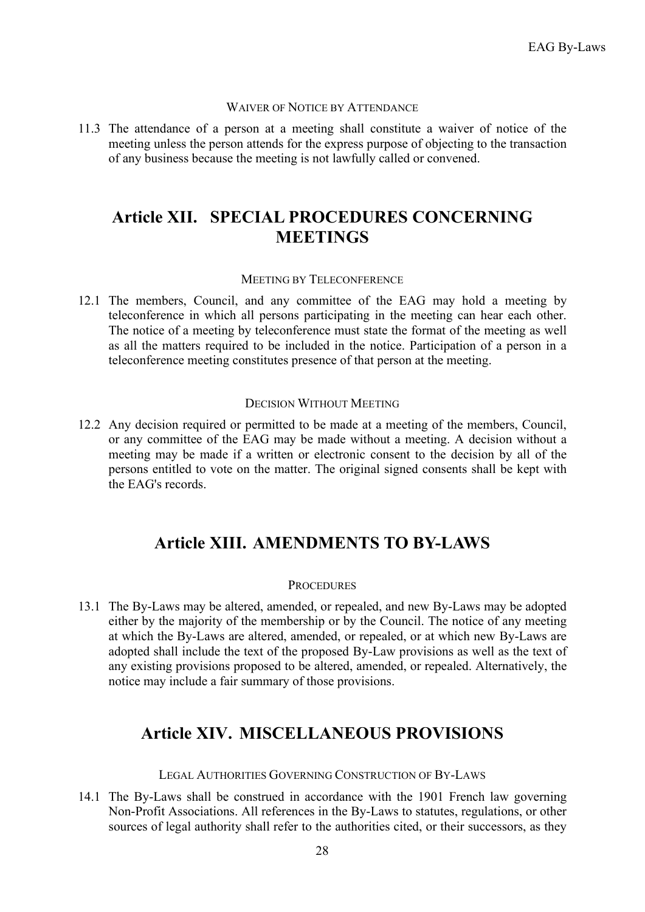#### Waiver of Notice by Attendance

11.3 The attendance of a person at a meeting shall constitute a waiver of notice of the meeting unless the person attends for the express purpose of objecting to the transaction of any business because the meeting is not lawfully called or convened.

## Article XII. SPECIAL PROCEDURES CONCERNING MEETINGS

#### Meeting by Teleconference

12.1 The members, Council, and any committee of the EAG may hold a meeting by teleconference in which all persons participating in the meeting can hear each other. The notice of a meeting by teleconference must state the format of the meeting as well as all the matters required to be included in the notice. Participation of a person in a teleconference meeting constitutes presence of that person at the meeting.

#### Decision Without Meeting

12.2 Any decision required or permitted to be made at a meeting of the members, Council, or any committee of the EAG may be made without a meeting. A decision without a meeting may be made if a written or electronic consent to the decision by all of the persons entitled to vote on the matter. The original signed consents shall be kept with the EAG's records.

## Article XIII. AMENDMENTS TO BY-LAWS

#### Procedures

13.1 The By-Laws may be altered, amended, or repealed, and new By-Laws may be adopted either by the majority of the membership or by the Council. The notice of any meeting at which the By-Laws are altered, amended, or repealed, or at which new By-Laws are adopted shall include the text of the proposed By-Law provisions as well as the text of any existing provisions proposed to be altered, amended, or repealed. Alternatively, the notice may include a fair summary of those provisions.

## Article XIV. MISCELLANEOUS PROVISIONS

#### Legal Authorities Governing Construction of By-Laws

14.1 The By-Laws shall be construed in accordance with the 1901 French law governing Non-Profit Associations. All references in the By-Laws to statutes, regulations, or other sources of legal authority shall refer to the authorities cited, or their successors, as they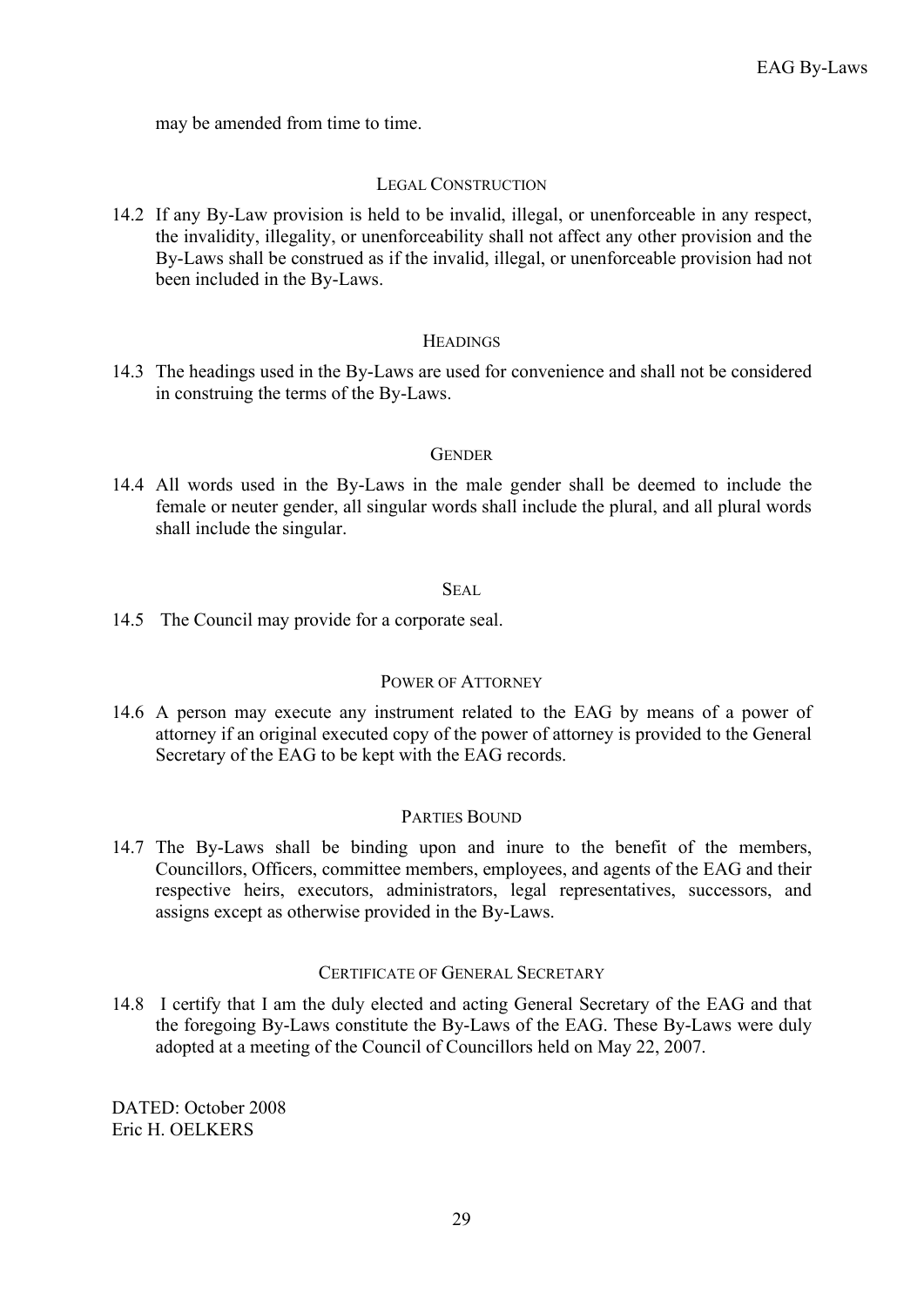may be amended from time to time.

#### LEGAL CONSTRUCTION

14.2 If any By-Law provision is held to be invalid, illegal, or unenforceable in any respect, the invalidity, illegality, or unenforceability shall not affect any other provision and the By-Laws shall be construed as if the invalid, illegal, or unenforceable provision had not been included in the By-Laws.

#### HEADINGS

14.3 The headings used in the By-Laws are used for convenience and shall not be considered in construing the terms of the By-Laws.

#### GENDER

14.4 All words used in the By-Laws in the male gender shall be deemed to include the female or neuter gender, all singular words shall include the plural, and all plural words shall include the singular.

#### SEAL

14.5 The Council may provide for a corporate seal.

#### POWER OF ATTORNEY

14.6 A person may execute any instrument related to the EAG by means of a power of attorney if an original executed copy of the power of attorney is provided to the General Secretary of the EAG to be kept with the EAG records.

#### PARTIES BOUND

14.7 The By-Laws shall be binding upon and inure to the benefit of the members, Councillors, Officers, committee members, employees, and agents of the EAG and their respective heirs, executors, administrators, legal representatives, successors, and assigns except as otherwise provided in the By-Laws.

#### CERTIFICATE OF GENERAL SECRETARY

14.8 I certify that I am the duly elected and acting General Secretary of the EAG and that the foregoing By-Laws constitute the By-Laws of the EAG. These By-Laws were duly adopted at a meeting of the Council of Councillors held on May 22, 2007.

DATED: October 2008
Eric H. OELKERS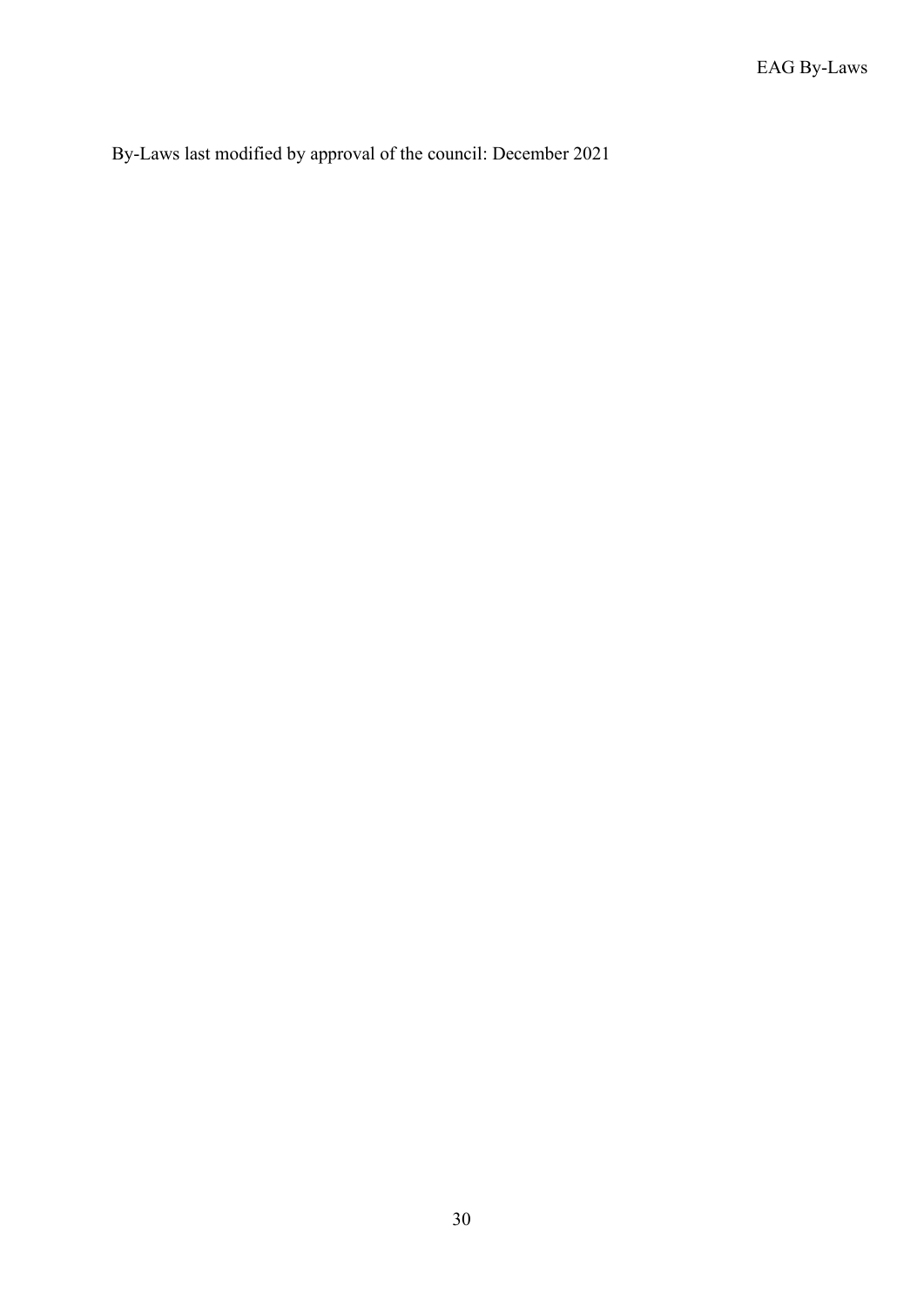By-Laws last modified by approval of the council: December 2021